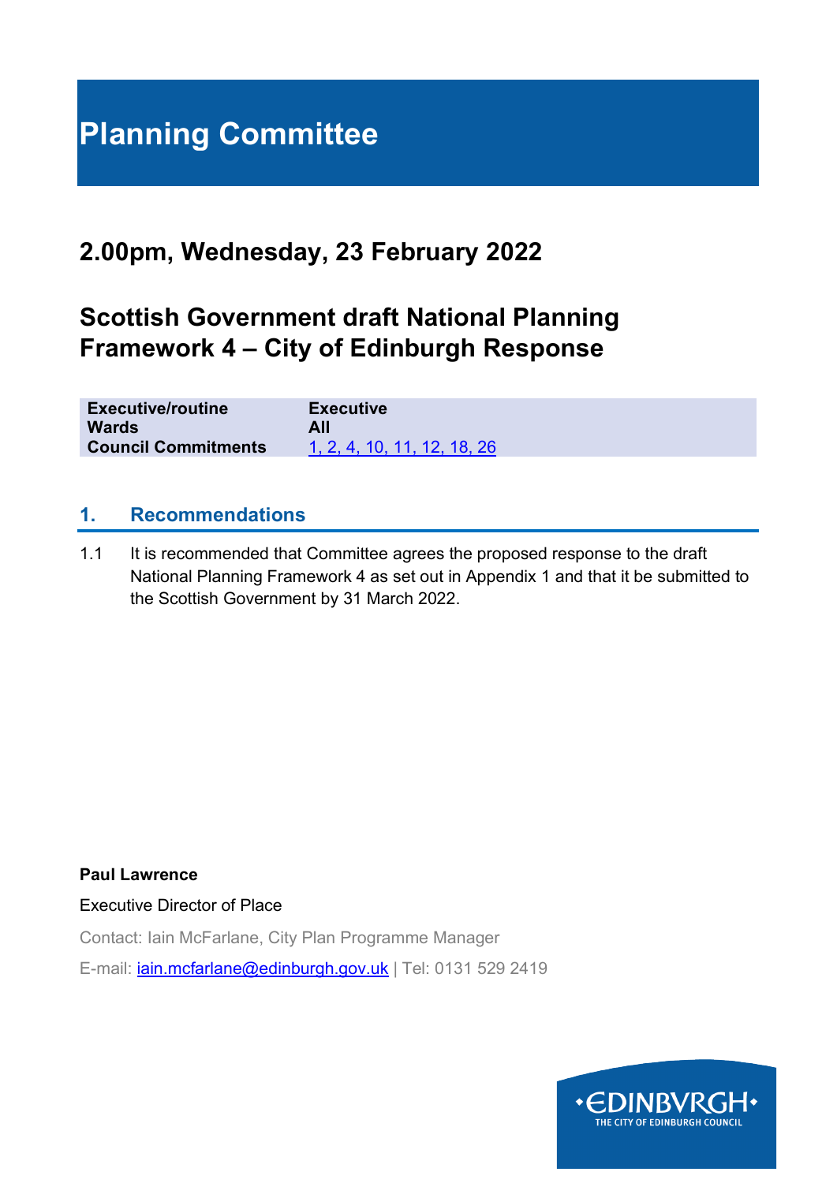# Planning Committee

## 2.00pm, Wednesday, 23 February 2022

## Scottish Government draft National Planning Framework 4 – City of Edinburgh Response

| | |
|---|---|
| **Executive/routine** | **Executive** |
| **Wards** | **All** |
| **Council Commitments** | 1, 2, 4, 10, 11, 12, 18, 26 |

### 1. Recommendations

1.1 It is recommended that Committee agrees the proposed response to the draft National Planning Framework 4 as set out in Appendix 1 and that it be submitted to the Scottish Government by 31 March 2022.

**Paul Lawrence**

Executive Director of Place

Contact: Iain McFarlane, City Plan Programme Manager

E-mail: iain.mcfarlane@edinburgh.gov.uk | Tel: 0131 529 2419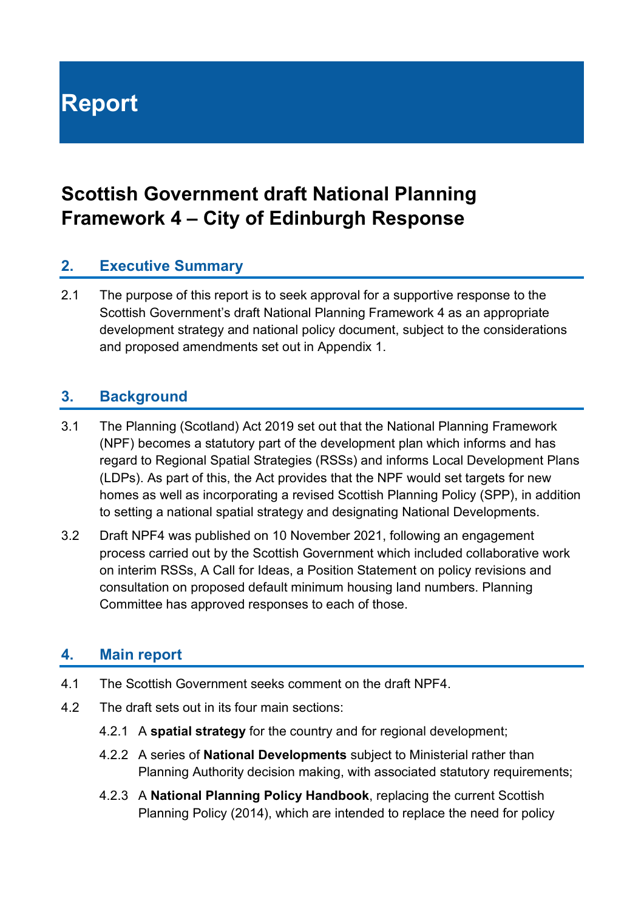# Report

# Scottish Government draft National Planning Framework 4 – City of Edinburgh Response

## 2. Executive Summary

2.1 The purpose of this report is to seek approval for a supportive response to the Scottish Government's draft National Planning Framework 4 as an appropriate development strategy and national policy document, subject to the considerations and proposed amendments set out in Appendix 1.

## 3. Background

3.1 The Planning (Scotland) Act 2019 set out that the National Planning Framework (NPF) becomes a statutory part of the development plan which informs and has regard to Regional Spatial Strategies (RSSs) and informs Local Development Plans (LDPs). As part of this, the Act provides that the NPF would set targets for new homes as well as incorporating a revised Scottish Planning Policy (SPP), in addition to setting a national spatial strategy and designating National Developments.

3.2 Draft NPF4 was published on 10 November 2021, following an engagement process carried out by the Scottish Government which included collaborative work on interim RSSs, A Call for Ideas, a Position Statement on policy revisions and consultation on proposed default minimum housing land numbers. Planning Committee has approved responses to each of those.

## 4. Main report

4.1 The Scottish Government seeks comment on the draft NPF4.

4.2 The draft sets out in its four main sections:

4.2.1 A **spatial strategy** for the country and for regional development;

4.2.2 A series of **National Developments** subject to Ministerial rather than Planning Authority decision making, with associated statutory requirements;

4.2.3 A **National Planning Policy Handbook**, replacing the current Scottish Planning Policy (2014), which are intended to replace the need for policy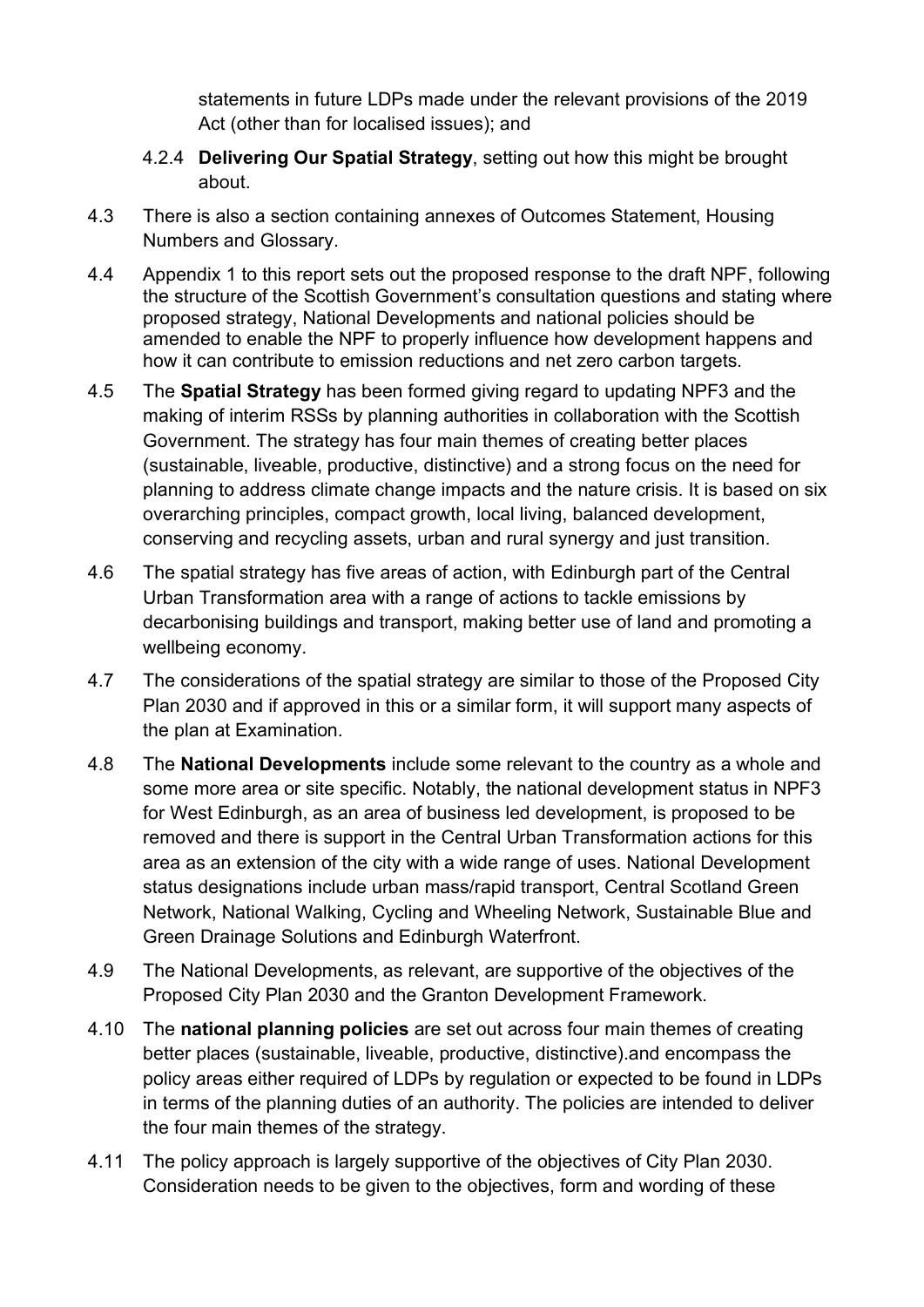statements in future LDPs made under the relevant provisions of the 2019 Act (other than for localised issues); and

4.2.4 **Delivering Our Spatial Strategy**, setting out how this might be brought about.

4.3 There is also a section containing annexes of Outcomes Statement, Housing Numbers and Glossary.

4.4 Appendix 1 to this report sets out the proposed response to the draft NPF, following the structure of the Scottish Government's consultation questions and stating where proposed strategy, National Developments and national policies should be amended to enable the NPF to properly influence how development happens and how it can contribute to emission reductions and net zero carbon targets.

4.5 The **Spatial Strategy** has been formed giving regard to updating NPF3 and the making of interim RSSs by planning authorities in collaboration with the Scottish Government. The strategy has four main themes of creating better places (sustainable, liveable, productive, distinctive) and a strong focus on the need for planning to address climate change impacts and the nature crisis. It is based on six overarching principles, compact growth, local living, balanced development, conserving and recycling assets, urban and rural synergy and just transition.

4.6 The spatial strategy has five areas of action, with Edinburgh part of the Central Urban Transformation area with a range of actions to tackle emissions by decarbonising buildings and transport, making better use of land and promoting a wellbeing economy.

4.7 The considerations of the spatial strategy are similar to those of the Proposed City Plan 2030 and if approved in this or a similar form, it will support many aspects of the plan at Examination.

4.8 The **National Developments** include some relevant to the country as a whole and some more area or site specific. Notably, the national development status in NPF3 for West Edinburgh, as an area of business led development, is proposed to be removed and there is support in the Central Urban Transformation actions for this area as an extension of the city with a wide range of uses. National Development status designations include urban mass/rapid transport, Central Scotland Green Network, National Walking, Cycling and Wheeling Network, Sustainable Blue and Green Drainage Solutions and Edinburgh Waterfront.

4.9 The National Developments, as relevant, are supportive of the objectives of the Proposed City Plan 2030 and the Granton Development Framework.

4.10 The **national planning policies** are set out across four main themes of creating better places (sustainable, liveable, productive, distinctive).and encompass the policy areas either required of LDPs by regulation or expected to be found in LDPs in terms of the planning duties of an authority. The policies are intended to deliver the four main themes of the strategy.

4.11 The policy approach is largely supportive of the objectives of City Plan 2030. Consideration needs to be given to the objectives, form and wording of these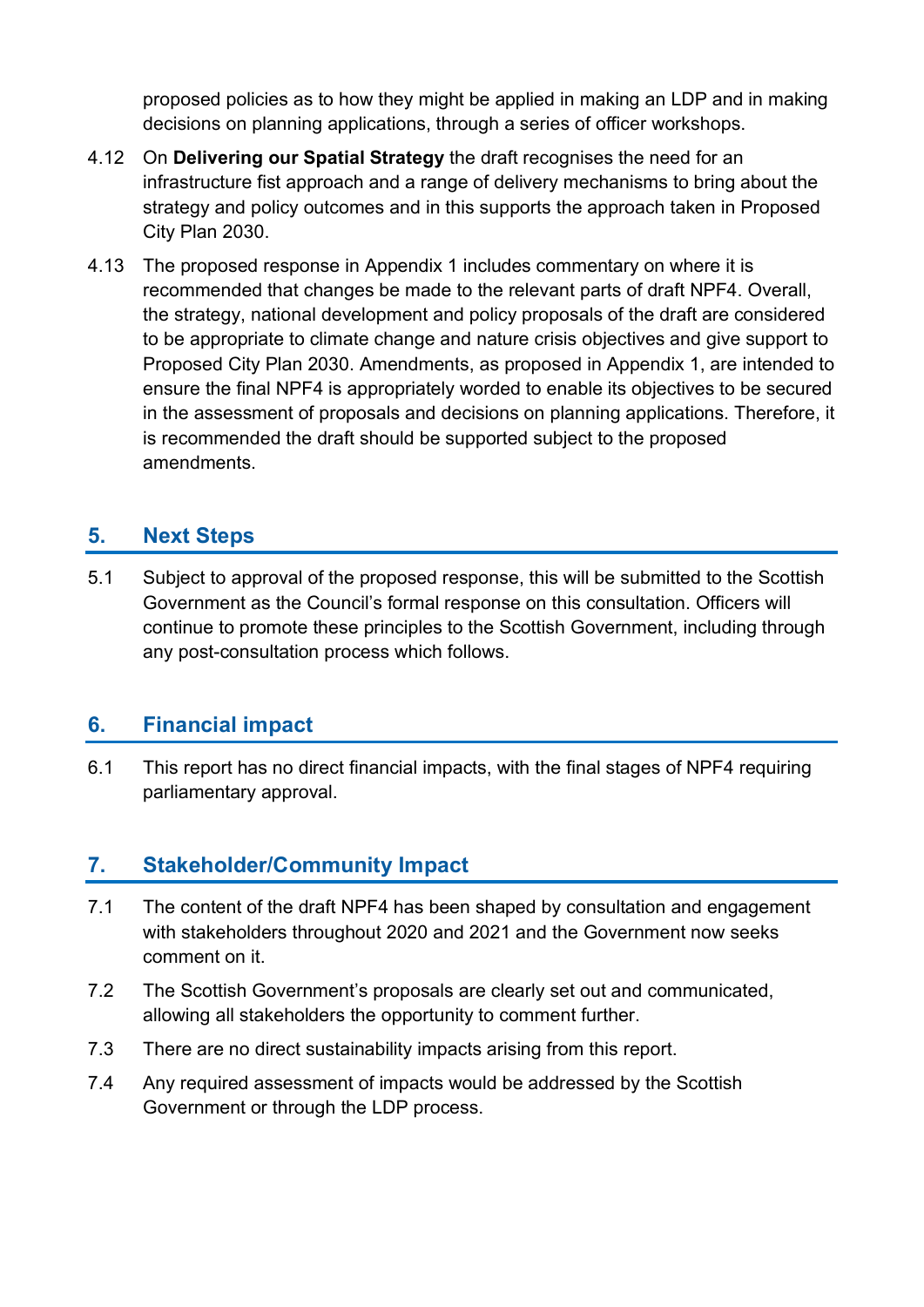proposed policies as to how they might be applied in making an LDP and in making decisions on planning applications, through a series of officer workshops.

4.12 On **Delivering our Spatial Strategy** the draft recognises the need for an infrastructure fist approach and a range of delivery mechanisms to bring about the strategy and policy outcomes and in this supports the approach taken in Proposed City Plan 2030.

4.13 The proposed response in Appendix 1 includes commentary on where it is recommended that changes be made to the relevant parts of draft NPF4. Overall, the strategy, national development and policy proposals of the draft are considered to be appropriate to climate change and nature crisis objectives and give support to Proposed City Plan 2030. Amendments, as proposed in Appendix 1, are intended to ensure the final NPF4 is appropriately worded to enable its objectives to be secured in the assessment of proposals and decisions on planning applications. Therefore, it is recommended the draft should be supported subject to the proposed amendments.

## 5. Next Steps

5.1 Subject to approval of the proposed response, this will be submitted to the Scottish Government as the Council's formal response on this consultation. Officers will continue to promote these principles to the Scottish Government, including through any post-consultation process which follows.

## 6. Financial impact

6.1 This report has no direct financial impacts, with the final stages of NPF4 requiring parliamentary approval.

## 7. Stakeholder/Community Impact

7.1 The content of the draft NPF4 has been shaped by consultation and engagement with stakeholders throughout 2020 and 2021 and the Government now seeks comment on it.

7.2 The Scottish Government's proposals are clearly set out and communicated, allowing all stakeholders the opportunity to comment further.

7.3 There are no direct sustainability impacts arising from this report.

7.4 Any required assessment of impacts would be addressed by the Scottish Government or through the LDP process.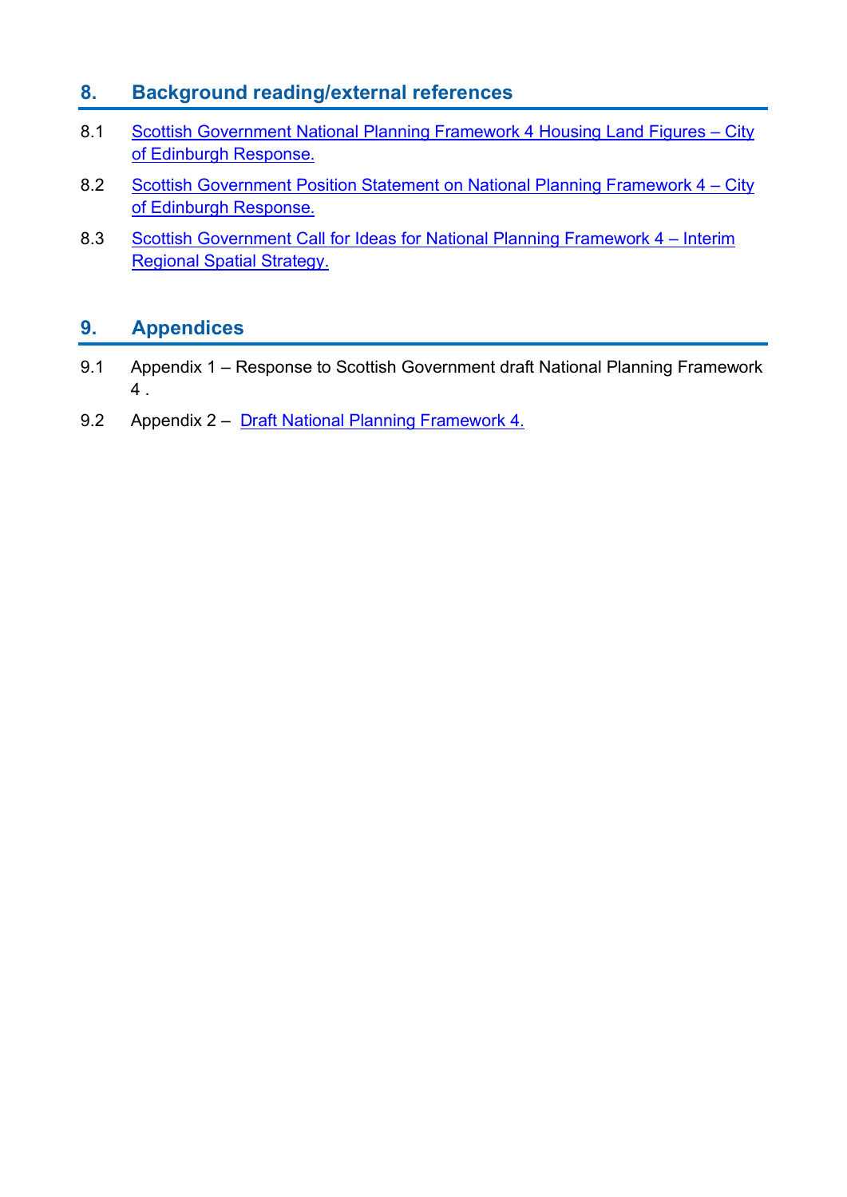## 8. Background reading/external references

8.1 Scottish Government National Planning Framework 4 Housing Land Figures – City of Edinburgh Response.

8.2 Scottish Government Position Statement on National Planning Framework 4 – City of Edinburgh Response.

8.3 Scottish Government Call for Ideas for National Planning Framework 4 – Interim Regional Spatial Strategy.

## 9. Appendices

9.1 Appendix 1 – Response to Scottish Government draft National Planning Framework 4 .

9.2 Appendix 2 – Draft National Planning Framework 4.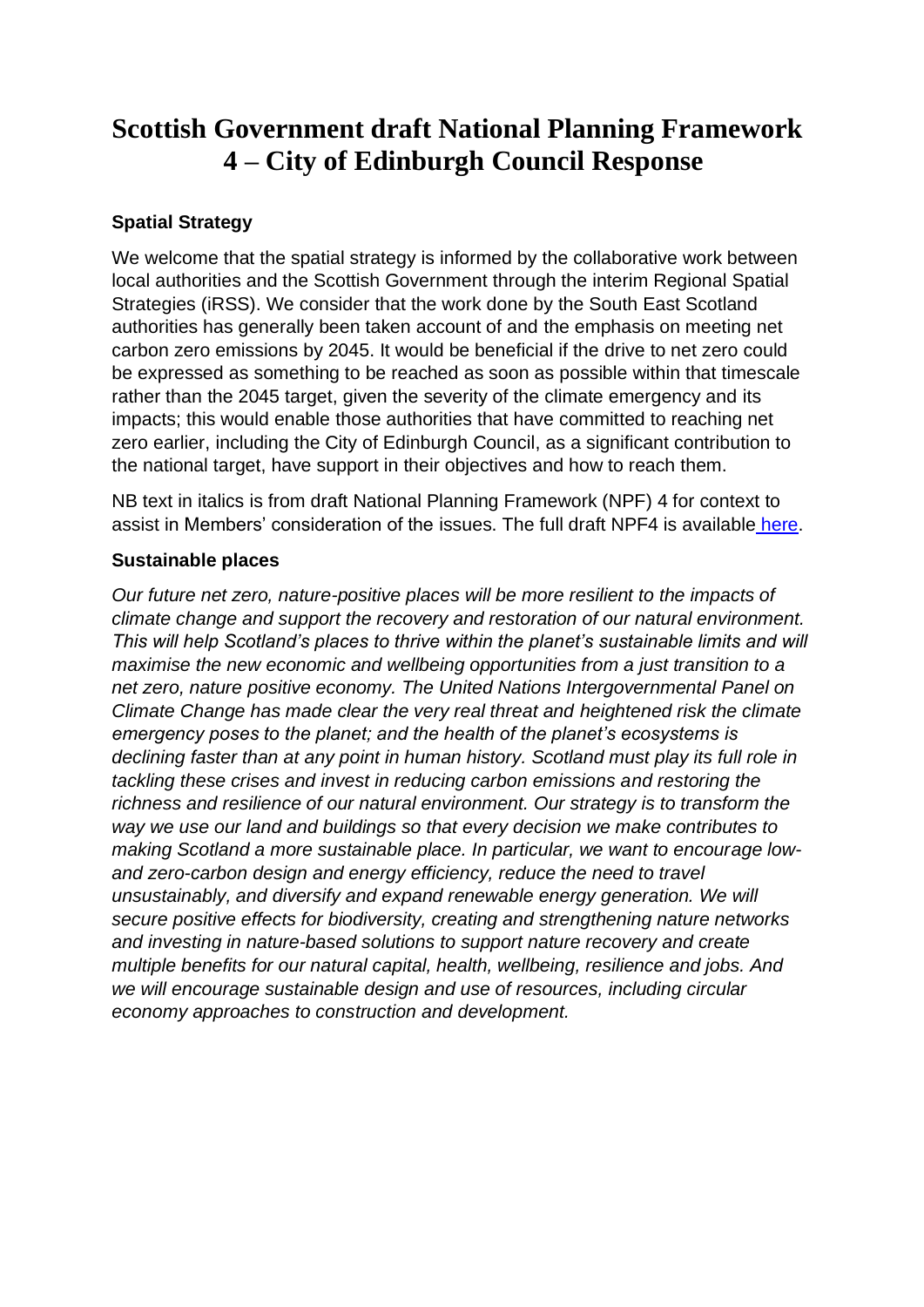# Scottish Government draft National Planning Framework 4 – City of Edinburgh Council Response

**Spatial Strategy**

We welcome that the spatial strategy is informed by the collaborative work between local authorities and the Scottish Government through the interim Regional Spatial Strategies (iRSS). We consider that the work done by the South East Scotland authorities has generally been taken account of and the emphasis on meeting net carbon zero emissions by 2045. It would be beneficial if the drive to net zero could be expressed as something to be reached as soon as possible within that timescale rather than the 2045 target, given the severity of the climate emergency and its impacts; this would enable those authorities that have committed to reaching net zero earlier, including the City of Edinburgh Council, as a significant contribution to the national target, have support in their objectives and how to reach them.

NB text in italics is from draft National Planning Framework (NPF) 4 for context to assist in Members' consideration of the issues. The full draft NPF4 is available [here](#).

**Sustainable places**

*Our future net zero, nature-positive places will be more resilient to the impacts of climate change and support the recovery and restoration of our natural environment. This will help Scotland's places to thrive within the planet's sustainable limits and will maximise the new economic and wellbeing opportunities from a just transition to a net zero, nature positive economy. The United Nations Intergovernmental Panel on Climate Change has made clear the very real threat and heightened risk the climate emergency poses to the planet; and the health of the planet's ecosystems is declining faster than at any point in human history. Scotland must play its full role in tackling these crises and invest in reducing carbon emissions and restoring the richness and resilience of our natural environment. Our strategy is to transform the way we use our land and buildings so that every decision we make contributes to making Scotland a more sustainable place. In particular, we want to encourage low- and zero-carbon design and energy efficiency, reduce the need to travel unsustainably, and diversify and expand renewable energy generation. We will secure positive effects for biodiversity, creating and strengthening nature networks and investing in nature-based solutions to support nature recovery and create multiple benefits for our natural capital, health, wellbeing, resilience and jobs. And we will encourage sustainable design and use of resources, including circular economy approaches to construction and development.*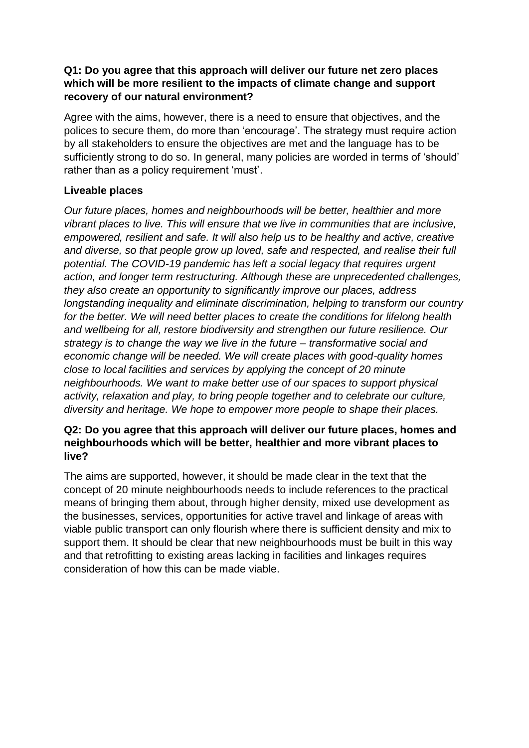**Q1: Do you agree that this approach will deliver our future net zero places which will be more resilient to the impacts of climate change and support recovery of our natural environment?**

Agree with the aims, however, there is a need to ensure that objectives, and the polices to secure them, do more than 'encourage'. The strategy must require action by all stakeholders to ensure the objectives are met and the language has to be sufficiently strong to do so. In general, many policies are worded in terms of 'should' rather than as a policy requirement 'must'.

**Liveable places**

*Our future places, homes and neighbourhoods will be better, healthier and more vibrant places to live. This will ensure that we live in communities that are inclusive, empowered, resilient and safe. It will also help us to be healthy and active, creative and diverse, so that people grow up loved, safe and respected, and realise their full potential. The COVID-19 pandemic has left a social legacy that requires urgent action, and longer term restructuring. Although these are unprecedented challenges, they also create an opportunity to significantly improve our places, address longstanding inequality and eliminate discrimination, helping to transform our country for the better. We will need better places to create the conditions for lifelong health and wellbeing for all, restore biodiversity and strengthen our future resilience. Our strategy is to change the way we live in the future – transformative social and economic change will be needed. We will create places with good-quality homes close to local facilities and services by applying the concept of 20 minute neighbourhoods. We want to make better use of our spaces to support physical activity, relaxation and play, to bring people together and to celebrate our culture, diversity and heritage. We hope to empower more people to shape their places.*

**Q2: Do you agree that this approach will deliver our future places, homes and neighbourhoods which will be better, healthier and more vibrant places to live?**

The aims are supported, however, it should be made clear in the text that the concept of 20 minute neighbourhoods needs to include references to the practical means of bringing them about, through higher density, mixed use development as the businesses, services, opportunities for active travel and linkage of areas with viable public transport can only flourish where there is sufficient density and mix to support them. It should be clear that new neighbourhoods must be built in this way and that retrofitting to existing areas lacking in facilities and linkages requires consideration of how this can be made viable.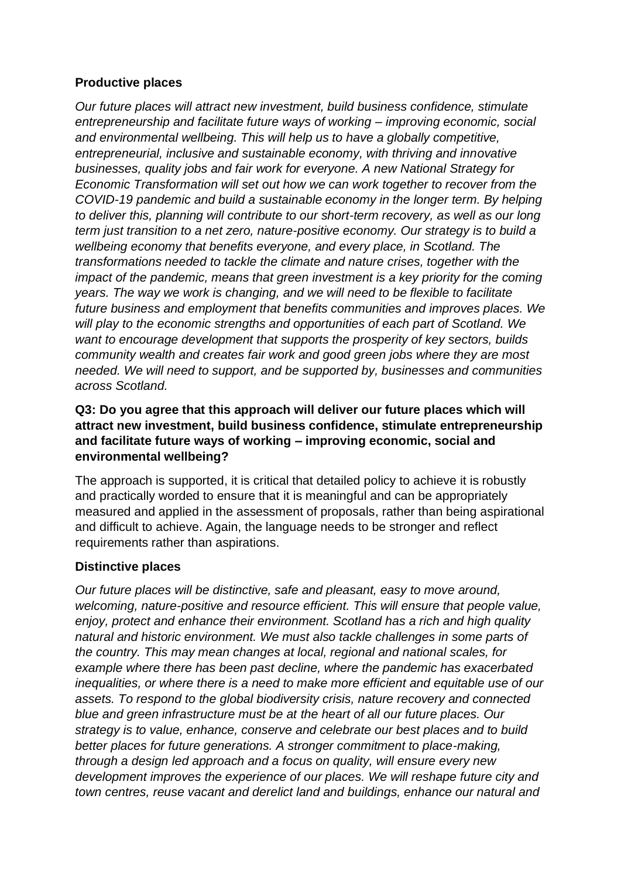**Productive places**

*Our future places will attract new investment, build business confidence, stimulate entrepreneurship and facilitate future ways of working – improving economic, social and environmental wellbeing. This will help us to have a globally competitive, entrepreneurial, inclusive and sustainable economy, with thriving and innovative businesses, quality jobs and fair work for everyone. A new National Strategy for Economic Transformation will set out how we can work together to recover from the COVID-19 pandemic and build a sustainable economy in the longer term. By helping to deliver this, planning will contribute to our short-term recovery, as well as our long term just transition to a net zero, nature-positive economy. Our strategy is to build a wellbeing economy that benefits everyone, and every place, in Scotland. The transformations needed to tackle the climate and nature crises, together with the impact of the pandemic, means that green investment is a key priority for the coming years. The way we work is changing, and we will need to be flexible to facilitate future business and employment that benefits communities and improves places. We will play to the economic strengths and opportunities of each part of Scotland. We want to encourage development that supports the prosperity of key sectors, builds community wealth and creates fair work and good green jobs where they are most needed. We will need to support, and be supported by, businesses and communities across Scotland.*

**Q3: Do you agree that this approach will deliver our future places which will attract new investment, build business confidence, stimulate entrepreneurship and facilitate future ways of working – improving economic, social and environmental wellbeing?**

The approach is supported, it is critical that detailed policy to achieve it is robustly and practically worded to ensure that it is meaningful and can be appropriately measured and applied in the assessment of proposals, rather than being aspirational and difficult to achieve. Again, the language needs to be stronger and reflect requirements rather than aspirations.

**Distinctive places**

*Our future places will be distinctive, safe and pleasant, easy to move around, welcoming, nature-positive and resource efficient. This will ensure that people value, enjoy, protect and enhance their environment. Scotland has a rich and high quality natural and historic environment. We must also tackle challenges in some parts of the country. This may mean changes at local, regional and national scales, for example where there has been past decline, where the pandemic has exacerbated inequalities, or where there is a need to make more efficient and equitable use of our assets. To respond to the global biodiversity crisis, nature recovery and connected blue and green infrastructure must be at the heart of all our future places. Our strategy is to value, enhance, conserve and celebrate our best places and to build better places for future generations. A stronger commitment to place-making, through a design led approach and a focus on quality, will ensure every new development improves the experience of our places. We will reshape future city and town centres, reuse vacant and derelict land and buildings, enhance our natural and*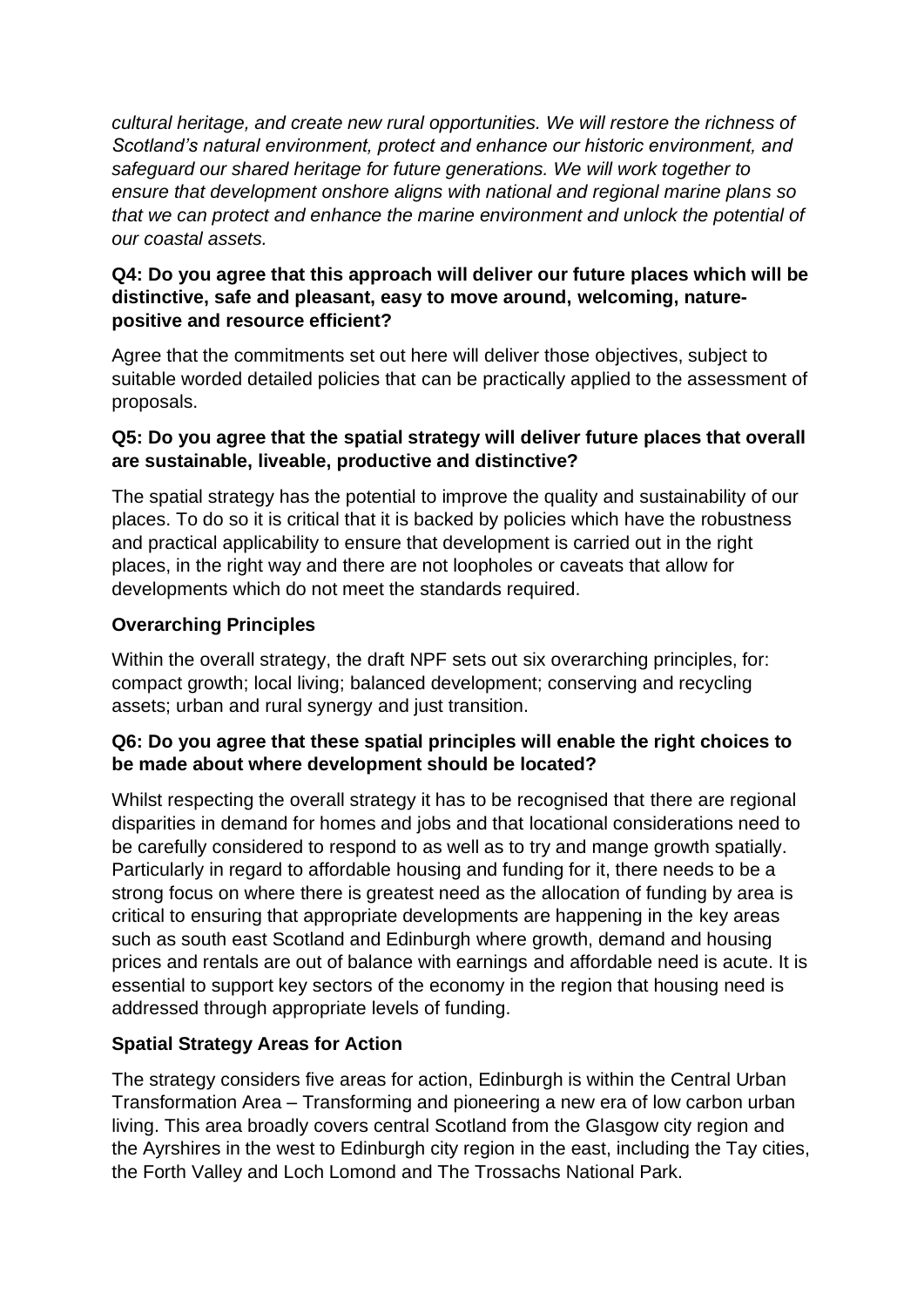*cultural heritage, and create new rural opportunities. We will restore the richness of Scotland's natural environment, protect and enhance our historic environment, and safeguard our shared heritage for future generations. We will work together to ensure that development onshore aligns with national and regional marine plans so that we can protect and enhance the marine environment and unlock the potential of our coastal assets.*

**Q4: Do you agree that this approach will deliver our future places which will be distinctive, safe and pleasant, easy to move around, welcoming, nature-positive and resource efficient?**

Agree that the commitments set out here will deliver those objectives, subject to suitable worded detailed policies that can be practically applied to the assessment of proposals.

**Q5: Do you agree that the spatial strategy will deliver future places that overall are sustainable, liveable, productive and distinctive?**

The spatial strategy has the potential to improve the quality and sustainability of our places. To do so it is critical that it is backed by policies which have the robustness and practical applicability to ensure that development is carried out in the right places, in the right way and there are not loopholes or caveats that allow for developments which do not meet the standards required.

**Overarching Principles**

Within the overall strategy, the draft NPF sets out six overarching principles, for: compact growth; local living; balanced development; conserving and recycling assets; urban and rural synergy and just transition.

**Q6: Do you agree that these spatial principles will enable the right choices to be made about where development should be located?**

Whilst respecting the overall strategy it has to be recognised that there are regional disparities in demand for homes and jobs and that locational considerations need to be carefully considered to respond to as well as to try and mange growth spatially. Particularly in regard to affordable housing and funding for it, there needs to be a strong focus on where there is greatest need as the allocation of funding by area is critical to ensuring that appropriate developments are happening in the key areas such as south east Scotland and Edinburgh where growth, demand and housing prices and rentals are out of balance with earnings and affordable need is acute. It is essential to support key sectors of the economy in the region that housing need is addressed through appropriate levels of funding.

**Spatial Strategy Areas for Action**

The strategy considers five areas for action, Edinburgh is within the Central Urban Transformation Area – Transforming and pioneering a new era of low carbon urban living. This area broadly covers central Scotland from the Glasgow city region and the Ayrshires in the west to Edinburgh city region in the east, including the Tay cities, the Forth Valley and Loch Lomond and The Trossachs National Park.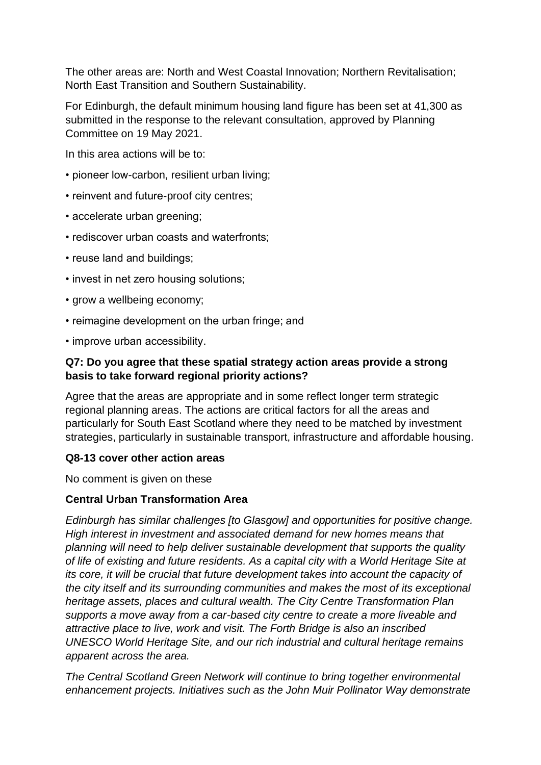The other areas are: North and West Coastal Innovation; Northern Revitalisation; North East Transition and Southern Sustainability.

For Edinburgh, the default minimum housing land figure has been set at 41,300 as submitted in the response to the relevant consultation, approved by Planning Committee on 19 May 2021.

In this area actions will be to:

- pioneer low-carbon, resilient urban living;
- reinvent and future-proof city centres;
- accelerate urban greening;
- rediscover urban coasts and waterfronts;
- reuse land and buildings;
- invest in net zero housing solutions;
- grow a wellbeing economy;
- reimagine development on the urban fringe; and
- improve urban accessibility.

**Q7: Do you agree that these spatial strategy action areas provide a strong basis to take forward regional priority actions?**

Agree that the areas are appropriate and in some reflect longer term strategic regional planning areas. The actions are critical factors for all the areas and particularly for South East Scotland where they need to be matched by investment strategies, particularly in sustainable transport, infrastructure and affordable housing.

**Q8-13 cover other action areas**

No comment is given on these

**Central Urban Transformation Area**

*Edinburgh has similar challenges [to Glasgow] and opportunities for positive change. High interest in investment and associated demand for new homes means that planning will need to help deliver sustainable development that supports the quality of life of existing and future residents. As a capital city with a World Heritage Site at its core, it will be crucial that future development takes into account the capacity of the city itself and its surrounding communities and makes the most of its exceptional heritage assets, places and cultural wealth. The City Centre Transformation Plan supports a move away from a car-based city centre to create a more liveable and attractive place to live, work and visit. The Forth Bridge is also an inscribed UNESCO World Heritage Site, and our rich industrial and cultural heritage remains apparent across the area.*

*The Central Scotland Green Network will continue to bring together environmental enhancement projects. Initiatives such as the John Muir Pollinator Way demonstrate*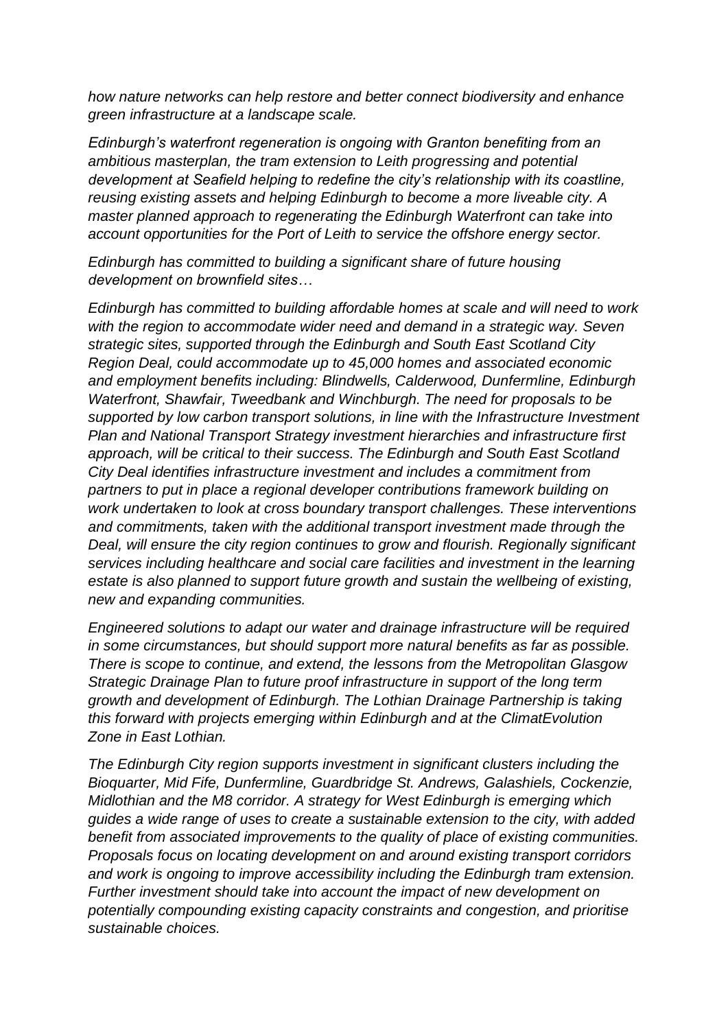*how nature networks can help restore and better connect biodiversity and enhance green infrastructure at a landscape scale.*

*Edinburgh's waterfront regeneration is ongoing with Granton benefiting from an ambitious masterplan, the tram extension to Leith progressing and potential development at Seafield helping to redefine the city's relationship with its coastline, reusing existing assets and helping Edinburgh to become a more liveable city. A master planned approach to regenerating the Edinburgh Waterfront can take into account opportunities for the Port of Leith to service the offshore energy sector.*

*Edinburgh has committed to building a significant share of future housing development on brownfield sites…*

*Edinburgh has committed to building affordable homes at scale and will need to work with the region to accommodate wider need and demand in a strategic way. Seven strategic sites, supported through the Edinburgh and South East Scotland City Region Deal, could accommodate up to 45,000 homes and associated economic and employment benefits including: Blindwells, Calderwood, Dunfermline, Edinburgh Waterfront, Shawfair, Tweedbank and Winchburgh. The need for proposals to be supported by low carbon transport solutions, in line with the Infrastructure Investment Plan and National Transport Strategy investment hierarchies and infrastructure first approach, will be critical to their success. The Edinburgh and South East Scotland City Deal identifies infrastructure investment and includes a commitment from partners to put in place a regional developer contributions framework building on work undertaken to look at cross boundary transport challenges. These interventions and commitments, taken with the additional transport investment made through the Deal, will ensure the city region continues to grow and flourish. Regionally significant services including healthcare and social care facilities and investment in the learning estate is also planned to support future growth and sustain the wellbeing of existing, new and expanding communities.*

*Engineered solutions to adapt our water and drainage infrastructure will be required in some circumstances, but should support more natural benefits as far as possible. There is scope to continue, and extend, the lessons from the Metropolitan Glasgow Strategic Drainage Plan to future proof infrastructure in support of the long term growth and development of Edinburgh. The Lothian Drainage Partnership is taking this forward with projects emerging within Edinburgh and at the ClimatEvolution Zone in East Lothian.*

*The Edinburgh City region supports investment in significant clusters including the Bioquarter, Mid Fife, Dunfermline, Guardbridge St. Andrews, Galashiels, Cockenzie, Midlothian and the M8 corridor. A strategy for West Edinburgh is emerging which guides a wide range of uses to create a sustainable extension to the city, with added benefit from associated improvements to the quality of place of existing communities. Proposals focus on locating development on and around existing transport corridors and work is ongoing to improve accessibility including the Edinburgh tram extension. Further investment should take into account the impact of new development on potentially compounding existing capacity constraints and congestion, and prioritise sustainable choices.*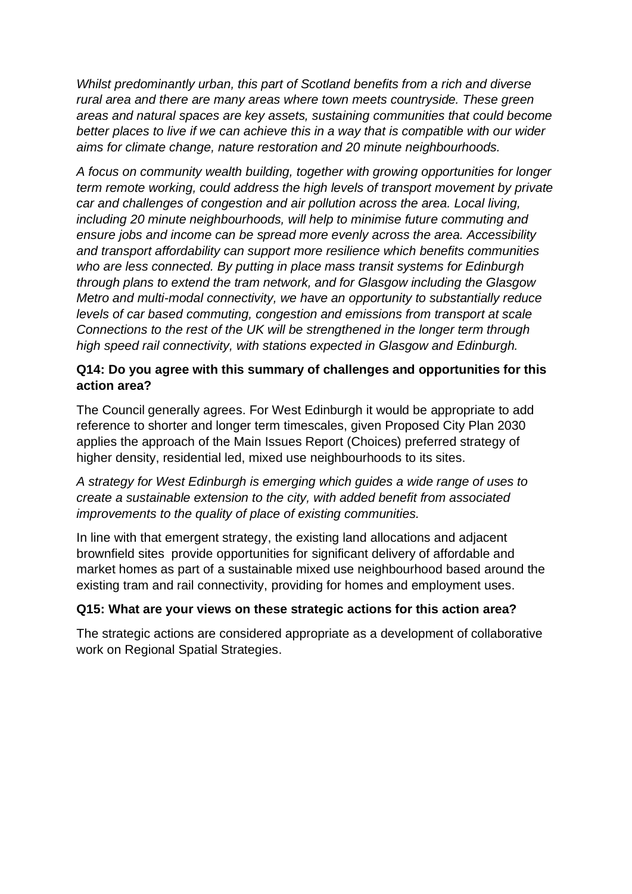*Whilst predominantly urban, this part of Scotland benefits from a rich and diverse rural area and there are many areas where town meets countryside. These green areas and natural spaces are key assets, sustaining communities that could become better places to live if we can achieve this in a way that is compatible with our wider aims for climate change, nature restoration and 20 minute neighbourhoods.*

*A focus on community wealth building, together with growing opportunities for longer term remote working, could address the high levels of transport movement by private car and challenges of congestion and air pollution across the area. Local living, including 20 minute neighbourhoods, will help to minimise future commuting and ensure jobs and income can be spread more evenly across the area. Accessibility and transport affordability can support more resilience which benefits communities who are less connected. By putting in place mass transit systems for Edinburgh through plans to extend the tram network, and for Glasgow including the Glasgow Metro and multi-modal connectivity, we have an opportunity to substantially reduce levels of car based commuting, congestion and emissions from transport at scale Connections to the rest of the UK will be strengthened in the longer term through high speed rail connectivity, with stations expected in Glasgow and Edinburgh.*

**Q14: Do you agree with this summary of challenges and opportunities for this action area?**

The Council generally agrees. For West Edinburgh it would be appropriate to add reference to shorter and longer term timescales, given Proposed City Plan 2030 applies the approach of the Main Issues Report (Choices) preferred strategy of higher density, residential led, mixed use neighbourhoods to its sites.

*A strategy for West Edinburgh is emerging which guides a wide range of uses to create a sustainable extension to the city, with added benefit from associated improvements to the quality of place of existing communities.*

In line with that emergent strategy, the existing land allocations and adjacent brownfield sites provide opportunities for significant delivery of affordable and market homes as part of a sustainable mixed use neighbourhood based around the existing tram and rail connectivity, providing for homes and employment uses.

**Q15: What are your views on these strategic actions for this action area?**

The strategic actions are considered appropriate as a development of collaborative work on Regional Spatial Strategies.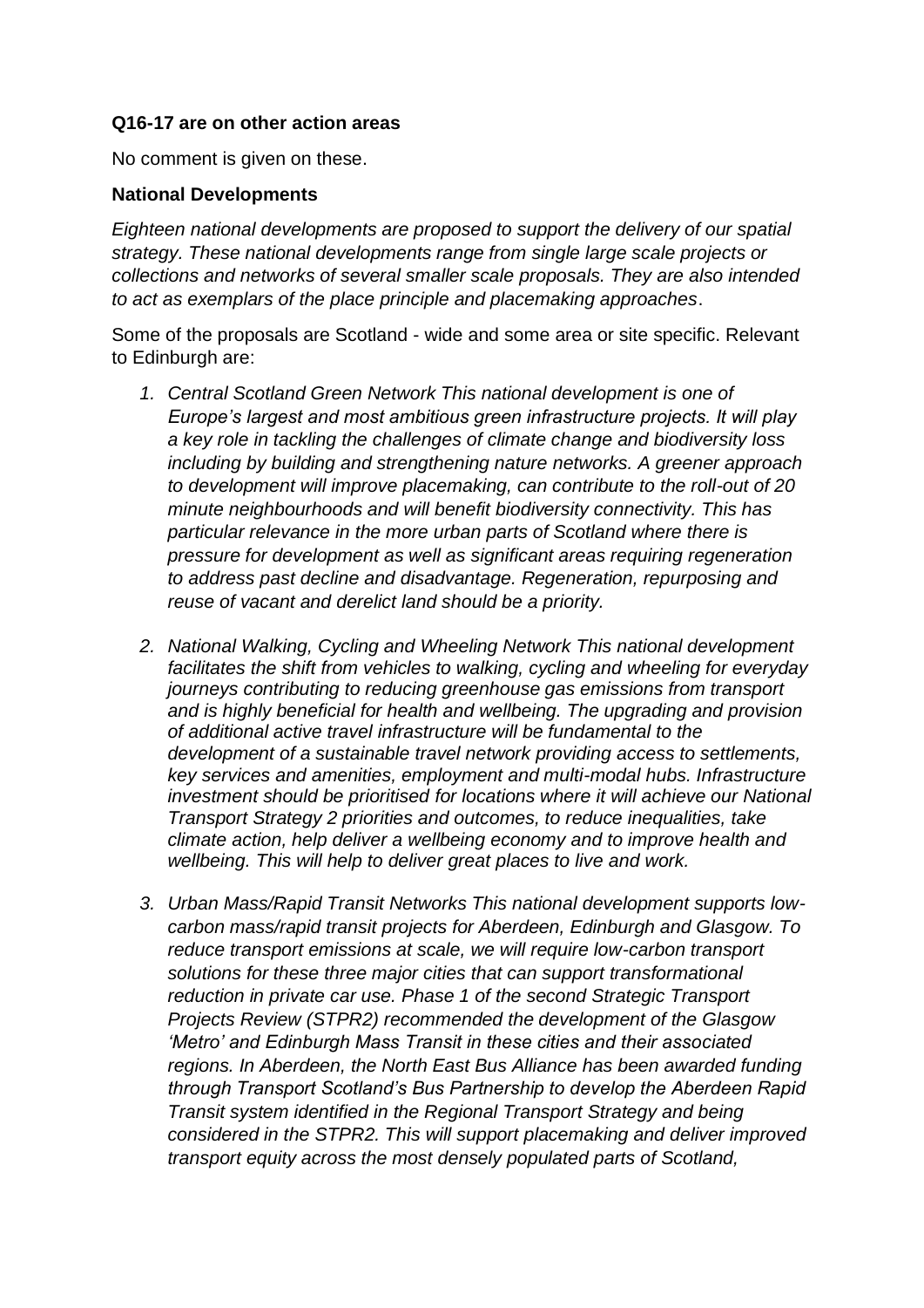**Q16-17 are on other action areas**

No comment is given on these.

**National Developments**

*Eighteen national developments are proposed to support the delivery of our spatial strategy. These national developments range from single large scale projects or collections and networks of several smaller scale proposals. They are also intended to act as exemplars of the place principle and placemaking approaches*.

Some of the proposals are Scotland - wide and some area or site specific. Relevant to Edinburgh are:

1. *Central Scotland Green Network This national development is one of Europe's largest and most ambitious green infrastructure projects. It will play a key role in tackling the challenges of climate change and biodiversity loss including by building and strengthening nature networks. A greener approach to development will improve placemaking, can contribute to the roll-out of 20 minute neighbourhoods and will benefit biodiversity connectivity. This has particular relevance in the more urban parts of Scotland where there is pressure for development as well as significant areas requiring regeneration to address past decline and disadvantage. Regeneration, repurposing and reuse of vacant and derelict land should be a priority.*

2. *National Walking, Cycling and Wheeling Network This national development facilitates the shift from vehicles to walking, cycling and wheeling for everyday journeys contributing to reducing greenhouse gas emissions from transport and is highly beneficial for health and wellbeing. The upgrading and provision of additional active travel infrastructure will be fundamental to the development of a sustainable travel network providing access to settlements, key services and amenities, employment and multi-modal hubs. Infrastructure investment should be prioritised for locations where it will achieve our National Transport Strategy 2 priorities and outcomes, to reduce inequalities, take climate action, help deliver a wellbeing economy and to improve health and wellbeing. This will help to deliver great places to live and work.*

3. *Urban Mass/Rapid Transit Networks This national development supports low-carbon mass/rapid transit projects for Aberdeen, Edinburgh and Glasgow. To reduce transport emissions at scale, we will require low-carbon transport solutions for these three major cities that can support transformational reduction in private car use. Phase 1 of the second Strategic Transport Projects Review (STPR2) recommended the development of the Glasgow 'Metro' and Edinburgh Mass Transit in these cities and their associated regions. In Aberdeen, the North East Bus Alliance has been awarded funding through Transport Scotland's Bus Partnership to develop the Aberdeen Rapid Transit system identified in the Regional Transport Strategy and being considered in the STPR2. This will support placemaking and deliver improved transport equity across the most densely populated parts of Scotland,*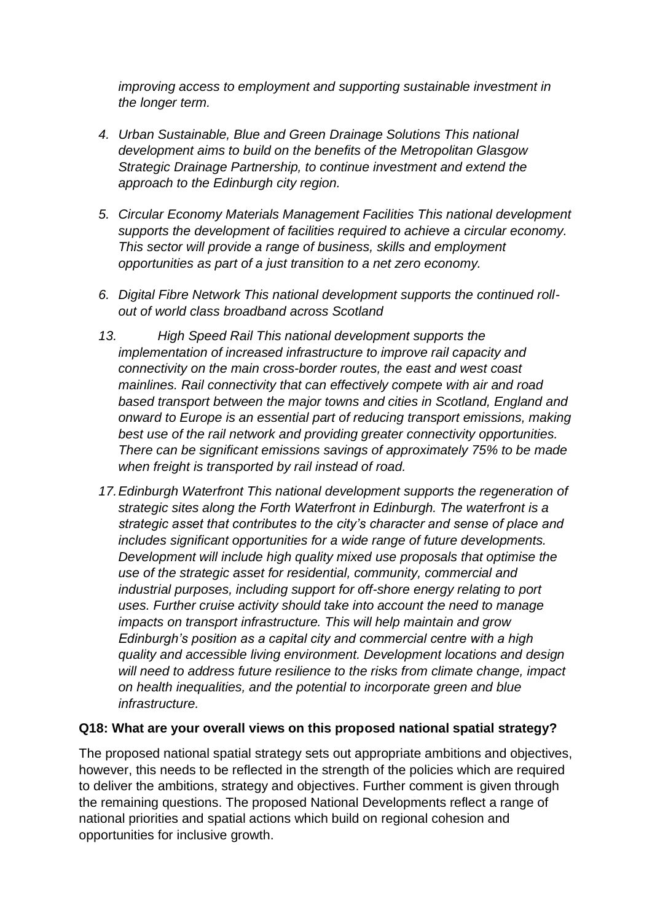*improving access to employment and supporting sustainable investment in the longer term.*

4. *Urban Sustainable, Blue and Green Drainage Solutions This national development aims to build on the benefits of the Metropolitan Glasgow Strategic Drainage Partnership, to continue investment and extend the approach to the Edinburgh city region.*

5. *Circular Economy Materials Management Facilities This national development supports the development of facilities required to achieve a circular economy. This sector will provide a range of business, skills and employment opportunities as part of a just transition to a net zero economy.*

6. *Digital Fibre Network This national development supports the continued roll-out of world class broadband across Scotland*

13. *High Speed Rail This national development supports the implementation of increased infrastructure to improve rail capacity and connectivity on the main cross-border routes, the east and west coast mainlines. Rail connectivity that can effectively compete with air and road based transport between the major towns and cities in Scotland, England and onward to Europe is an essential part of reducing transport emissions, making best use of the rail network and providing greater connectivity opportunities. There can be significant emissions savings of approximately 75% to be made when freight is transported by rail instead of road.*

17. *Edinburgh Waterfront This national development supports the regeneration of strategic sites along the Forth Waterfront in Edinburgh. The waterfront is a strategic asset that contributes to the city's character and sense of place and includes significant opportunities for a wide range of future developments. Development will include high quality mixed use proposals that optimise the use of the strategic asset for residential, community, commercial and industrial purposes, including support for off-shore energy relating to port uses. Further cruise activity should take into account the need to manage impacts on transport infrastructure. This will help maintain and grow Edinburgh's position as a capital city and commercial centre with a high quality and accessible living environment. Development locations and design will need to address future resilience to the risks from climate change, impact on health inequalities, and the potential to incorporate green and blue infrastructure.*

**Q18: What are your overall views on this proposed national spatial strategy?**

The proposed national spatial strategy sets out appropriate ambitions and objectives, however, this needs to be reflected in the strength of the policies which are required to deliver the ambitions, strategy and objectives. Further comment is given through the remaining questions. The proposed National Developments reflect a range of national priorities and spatial actions which build on regional cohesion and opportunities for inclusive growth.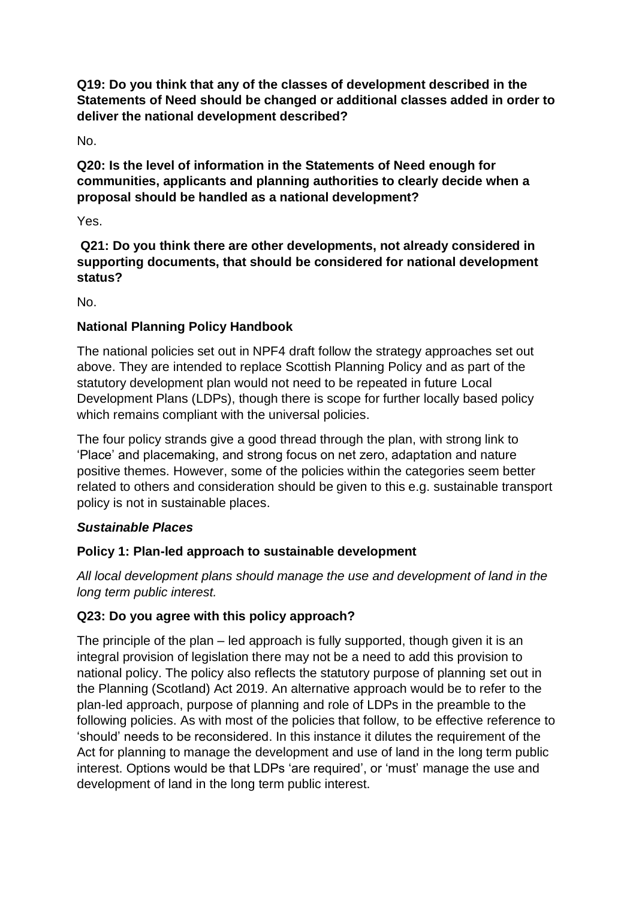**Q19: Do you think that any of the classes of development described in the Statements of Need should be changed or additional classes added in order to deliver the national development described?**

No.

**Q20: Is the level of information in the Statements of Need enough for communities, applicants and planning authorities to clearly decide when a proposal should be handled as a national development?**

Yes.

**Q21: Do you think there are other developments, not already considered in supporting documents, that should be considered for national development status?**

No.

**National Planning Policy Handbook**

The national policies set out in NPF4 draft follow the strategy approaches set out above. They are intended to replace Scottish Planning Policy and as part of the statutory development plan would not need to be repeated in future Local Development Plans (LDPs), though there is scope for further locally based policy which remains compliant with the universal policies.

The four policy strands give a good thread through the plan, with strong link to 'Place' and placemaking, and strong focus on net zero, adaptation and nature positive themes. However, some of the policies within the categories seem better related to others and consideration should be given to this e.g. sustainable transport policy is not in sustainable places.

***Sustainable Places***

**Policy 1: Plan-led approach to sustainable development**

*All local development plans should manage the use and development of land in the long term public interest.*

**Q23: Do you agree with this policy approach?**

The principle of the plan – led approach is fully supported, though given it is an integral provision of legislation there may not be a need to add this provision to national policy. The policy also reflects the statutory purpose of planning set out in the Planning (Scotland) Act 2019. An alternative approach would be to refer to the plan-led approach, purpose of planning and role of LDPs in the preamble to the following policies. As with most of the policies that follow, to be effective reference to 'should' needs to be reconsidered. In this instance it dilutes the requirement of the Act for planning to manage the development and use of land in the long term public interest. Options would be that LDPs 'are required', or 'must' manage the use and development of land in the long term public interest.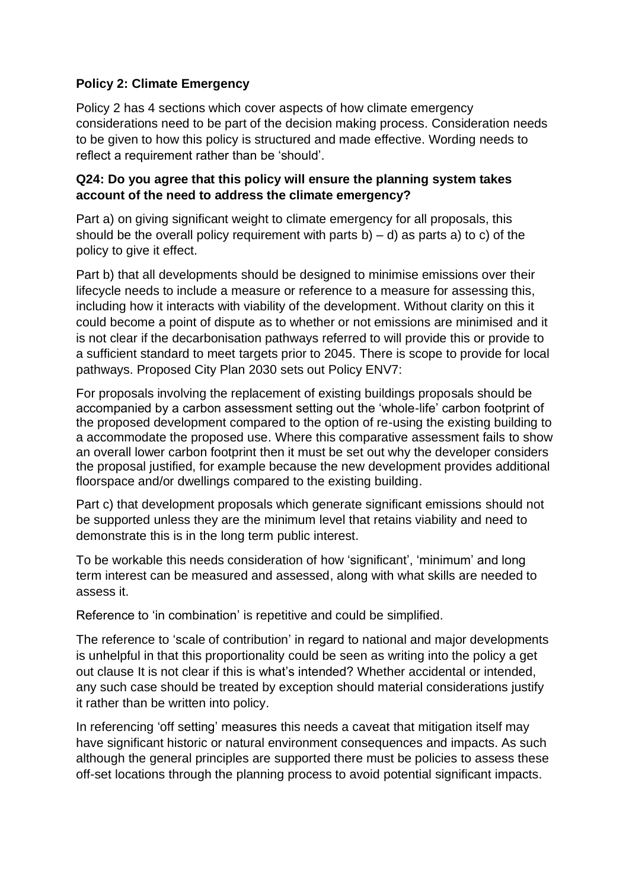**Policy 2: Climate Emergency**

Policy 2 has 4 sections which cover aspects of how climate emergency considerations need to be part of the decision making process. Consideration needs to be given to how this policy is structured and made effective. Wording needs to reflect a requirement rather than be 'should'.

**Q24: Do you agree that this policy will ensure the planning system takes account of the need to address the climate emergency?**

Part a) on giving significant weight to climate emergency for all proposals, this should be the overall policy requirement with parts b) – d) as parts a) to c) of the policy to give it effect.

Part b) that all developments should be designed to minimise emissions over their lifecycle needs to include a measure or reference to a measure for assessing this, including how it interacts with viability of the development. Without clarity on this it could become a point of dispute as to whether or not emissions are minimised and it is not clear if the decarbonisation pathways referred to will provide this or provide to a sufficient standard to meet targets prior to 2045. There is scope to provide for local pathways. Proposed City Plan 2030 sets out Policy ENV7:

For proposals involving the replacement of existing buildings proposals should be accompanied by a carbon assessment setting out the 'whole-life' carbon footprint of the proposed development compared to the option of re-using the existing building to a accommodate the proposed use. Where this comparative assessment fails to show an overall lower carbon footprint then it must be set out why the developer considers the proposal justified, for example because the new development provides additional floorspace and/or dwellings compared to the existing building.

Part c) that development proposals which generate significant emissions should not be supported unless they are the minimum level that retains viability and need to demonstrate this is in the long term public interest.

To be workable this needs consideration of how 'significant', 'minimum' and long term interest can be measured and assessed, along with what skills are needed to assess it.

Reference to 'in combination' is repetitive and could be simplified.

The reference to 'scale of contribution' in regard to national and major developments is unhelpful in that this proportionality could be seen as writing into the policy a get out clause It is not clear if this is what's intended? Whether accidental or intended, any such case should be treated by exception should material considerations justify it rather than be written into policy.

In referencing 'off setting' measures this needs a caveat that mitigation itself may have significant historic or natural environment consequences and impacts. As such although the general principles are supported there must be policies to assess these off-set locations through the planning process to avoid potential significant impacts.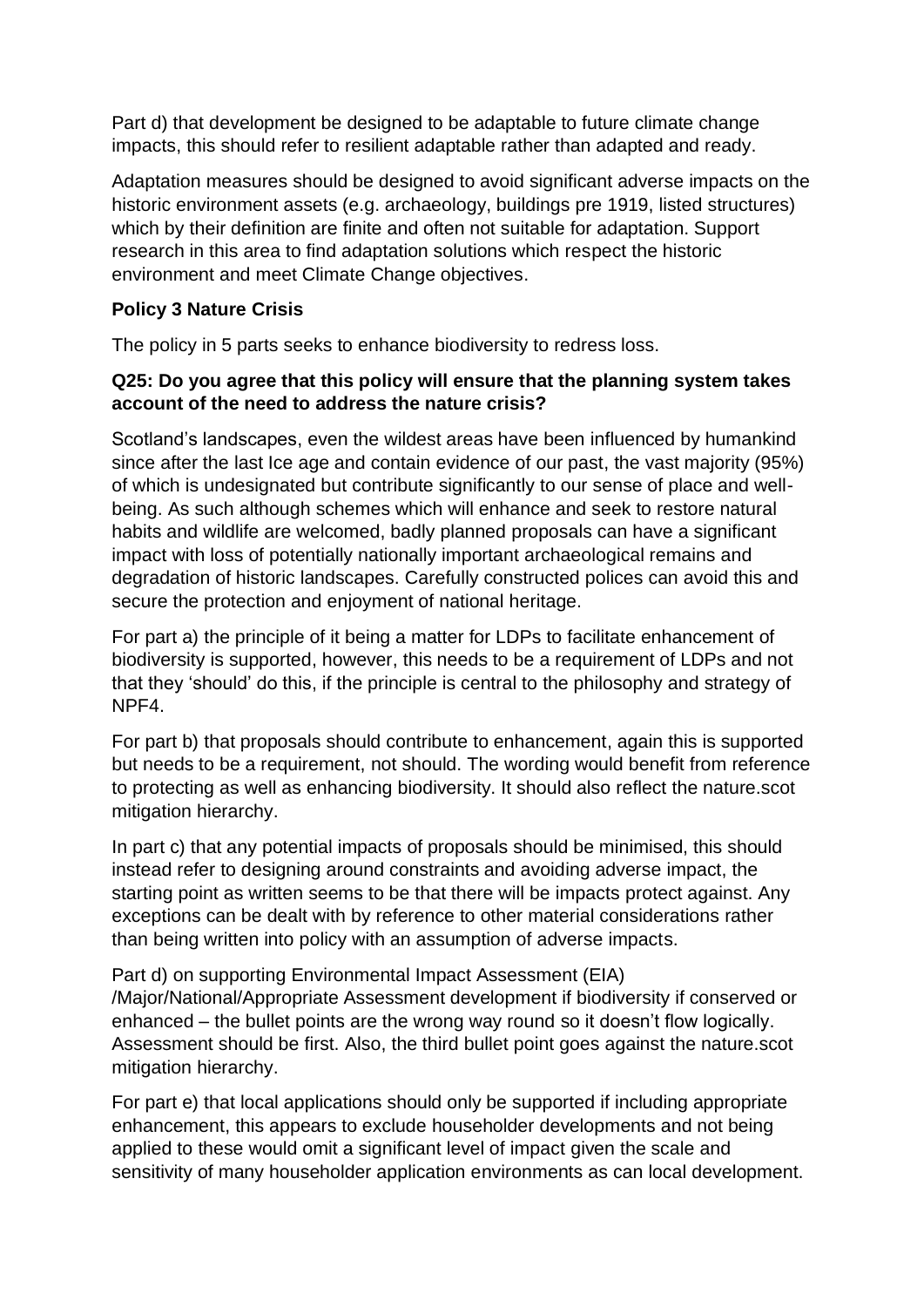Part d) that development be designed to be adaptable to future climate change impacts, this should refer to resilient adaptable rather than adapted and ready.

Adaptation measures should be designed to avoid significant adverse impacts on the historic environment assets (e.g. archaeology, buildings pre 1919, listed structures) which by their definition are finite and often not suitable for adaptation. Support research in this area to find adaptation solutions which respect the historic environment and meet Climate Change objectives.

**Policy 3 Nature Crisis**

The policy in 5 parts seeks to enhance biodiversity to redress loss.

**Q25: Do you agree that this policy will ensure that the planning system takes account of the need to address the nature crisis?**

Scotland's landscapes, even the wildest areas have been influenced by humankind since after the last Ice age and contain evidence of our past, the vast majority (95%) of which is undesignated but contribute significantly to our sense of place and well-being. As such although schemes which will enhance and seek to restore natural habits and wildlife are welcomed, badly planned proposals can have a significant impact with loss of potentially nationally important archaeological remains and degradation of historic landscapes. Carefully constructed polices can avoid this and secure the protection and enjoyment of national heritage.

For part a) the principle of it being a matter for LDPs to facilitate enhancement of biodiversity is supported, however, this needs to be a requirement of LDPs and not that they 'should' do this, if the principle is central to the philosophy and strategy of NPF4.

For part b) that proposals should contribute to enhancement, again this is supported but needs to be a requirement, not should. The wording would benefit from reference to protecting as well as enhancing biodiversity. It should also reflect the nature.scot mitigation hierarchy.

In part c) that any potential impacts of proposals should be minimised, this should instead refer to designing around constraints and avoiding adverse impact, the starting point as written seems to be that there will be impacts protect against. Any exceptions can be dealt with by reference to other material considerations rather than being written into policy with an assumption of adverse impacts.

Part d) on supporting Environmental Impact Assessment (EIA) /Major/National/Appropriate Assessment development if biodiversity if conserved or enhanced – the bullet points are the wrong way round so it doesn't flow logically. Assessment should be first. Also, the third bullet point goes against the nature.scot mitigation hierarchy.

For part e) that local applications should only be supported if including appropriate enhancement, this appears to exclude householder developments and not being applied to these would omit a significant level of impact given the scale and sensitivity of many householder application environments as can local development.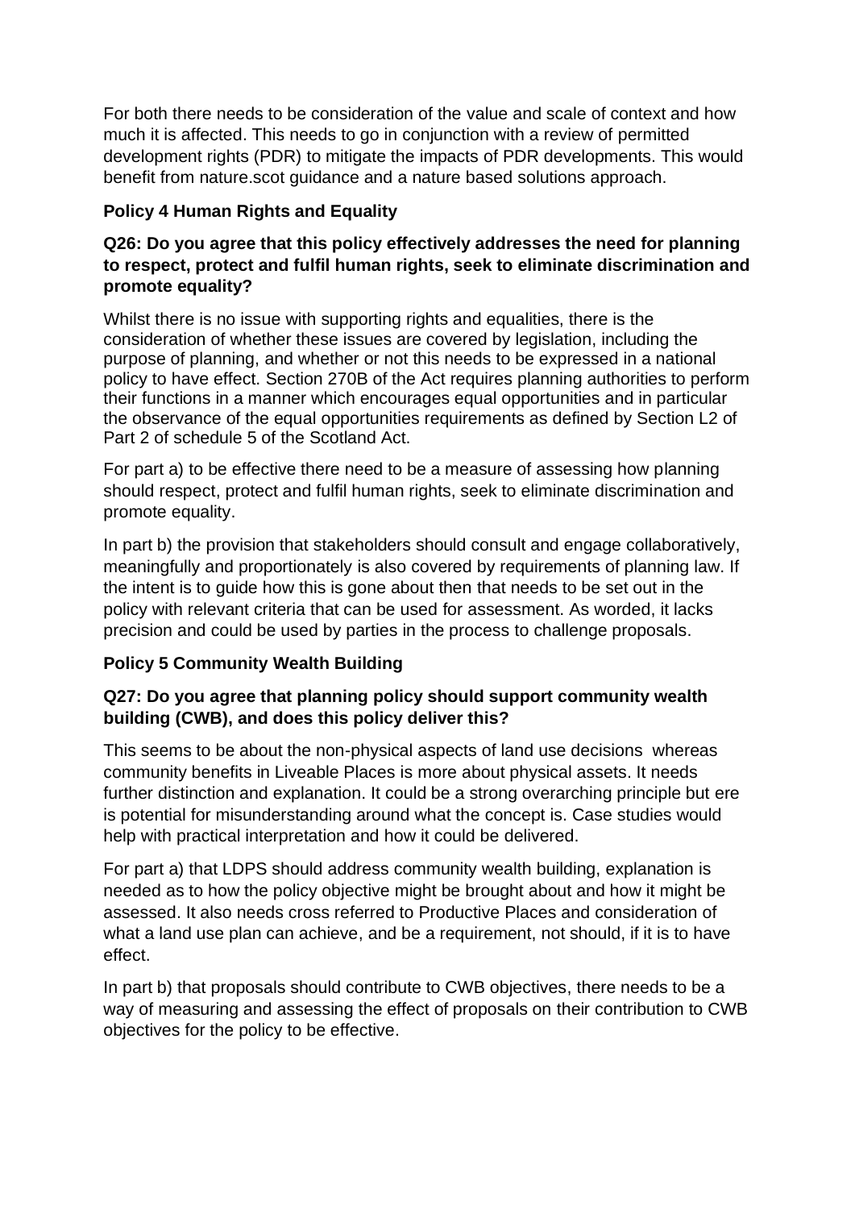For both there needs to be consideration of the value and scale of context and how much it is affected. This needs to go in conjunction with a review of permitted development rights (PDR) to mitigate the impacts of PDR developments. This would benefit from nature.scot guidance and a nature based solutions approach.

### Policy 4 Human Rights and Equality

**Q26: Do you agree that this policy effectively addresses the need for planning to respect, protect and fulfil human rights, seek to eliminate discrimination and promote equality?**

Whilst there is no issue with supporting rights and equalities, there is the consideration of whether these issues are covered by legislation, including the purpose of planning, and whether or not this needs to be expressed in a national policy to have effect. Section 270B of the Act requires planning authorities to perform their functions in a manner which encourages equal opportunities and in particular the observance of the equal opportunities requirements as defined by Section L2 of Part 2 of schedule 5 of the Scotland Act.

For part a) to be effective there need to be a measure of assessing how planning should respect, protect and fulfil human rights, seek to eliminate discrimination and promote equality.

In part b) the provision that stakeholders should consult and engage collaboratively, meaningfully and proportionately is also covered by requirements of planning law. If the intent is to guide how this is gone about then that needs to be set out in the policy with relevant criteria that can be used for assessment. As worded, it lacks precision and could be used by parties in the process to challenge proposals.

### Policy 5 Community Wealth Building

**Q27: Do you agree that planning policy should support community wealth building (CWB), and does this policy deliver this?**

This seems to be about the non-physical aspects of land use decisions  whereas community benefits in Liveable Places is more about physical assets. It needs further distinction and explanation. It could be a strong overarching principle but ere is potential for misunderstanding around what the concept is. Case studies would help with practical interpretation and how it could be delivered.

For part a) that LDPS should address community wealth building, explanation is needed as to how the policy objective might be brought about and how it might be assessed. It also needs cross referred to Productive Places and consideration of what a land use plan can achieve, and be a requirement, not should, if it is to have effect.

In part b) that proposals should contribute to CWB objectives, there needs to be a way of measuring and assessing the effect of proposals on their contribution to CWB objectives for the policy to be effective.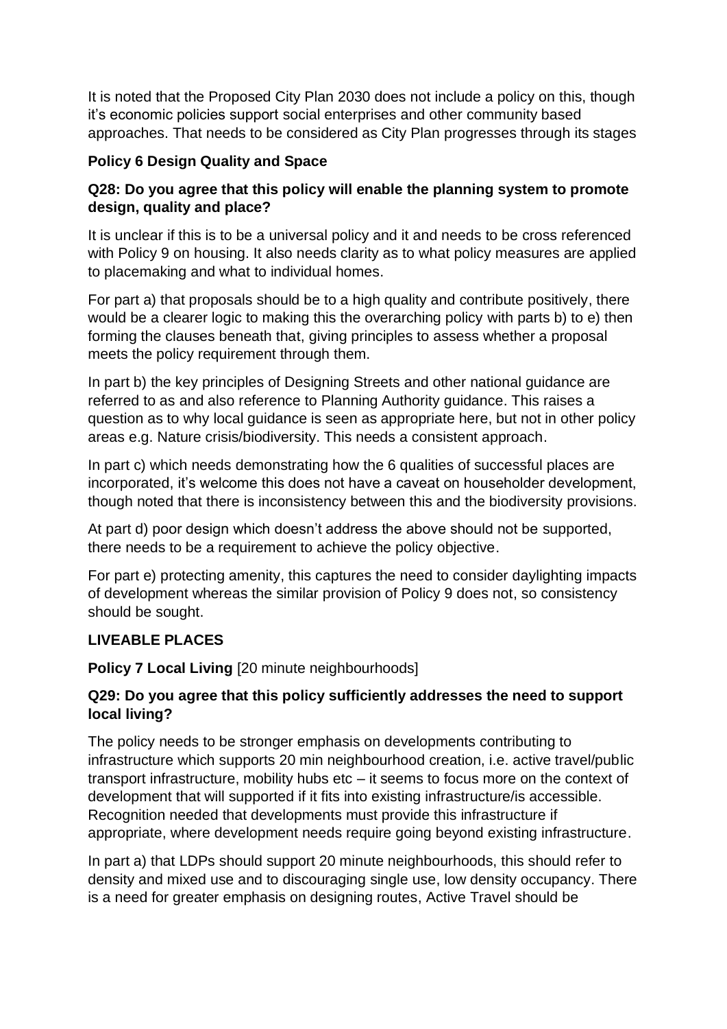It is noted that the Proposed City Plan 2030 does not include a policy on this, though it's economic policies support social enterprises and other community based approaches. That needs to be considered as City Plan progresses through its stages

**Policy 6 Design Quality and Space**

**Q28: Do you agree that this policy will enable the planning system to promote design, quality and place?**

It is unclear if this is to be a universal policy and it and needs to be cross referenced with Policy 9 on housing. It also needs clarity as to what policy measures are applied to placemaking and what to individual homes.

For part a) that proposals should be to a high quality and contribute positively, there would be a clearer logic to making this the overarching policy with parts b) to e) then forming the clauses beneath that, giving principles to assess whether a proposal meets the policy requirement through them.

In part b) the key principles of Designing Streets and other national guidance are referred to as and also reference to Planning Authority guidance. This raises a question as to why local guidance is seen as appropriate here, but not in other policy areas e.g. Nature crisis/biodiversity. This needs a consistent approach.

In part c) which needs demonstrating how the 6 qualities of successful places are incorporated, it's welcome this does not have a caveat on householder development, though noted that there is inconsistency between this and the biodiversity provisions.

At part d) poor design which doesn't address the above should not be supported, there needs to be a requirement to achieve the policy objective.

For part e) protecting amenity, this captures the need to consider daylighting impacts of development whereas the similar provision of Policy 9 does not, so consistency should be sought.

**LIVEABLE PLACES**

**Policy 7 Local Living** [20 minute neighbourhoods]

**Q29: Do you agree that this policy sufficiently addresses the need to support local living?**

The policy needs to be stronger emphasis on developments contributing to infrastructure which supports 20 min neighbourhood creation, i.e. active travel/public transport infrastructure, mobility hubs etc – it seems to focus more on the context of development that will supported if it fits into existing infrastructure/is accessible. Recognition needed that developments must provide this infrastructure if appropriate, where development needs require going beyond existing infrastructure.

In part a) that LDPs should support 20 minute neighbourhoods, this should refer to density and mixed use and to discouraging single use, low density occupancy. There is a need for greater emphasis on designing routes, Active Travel should be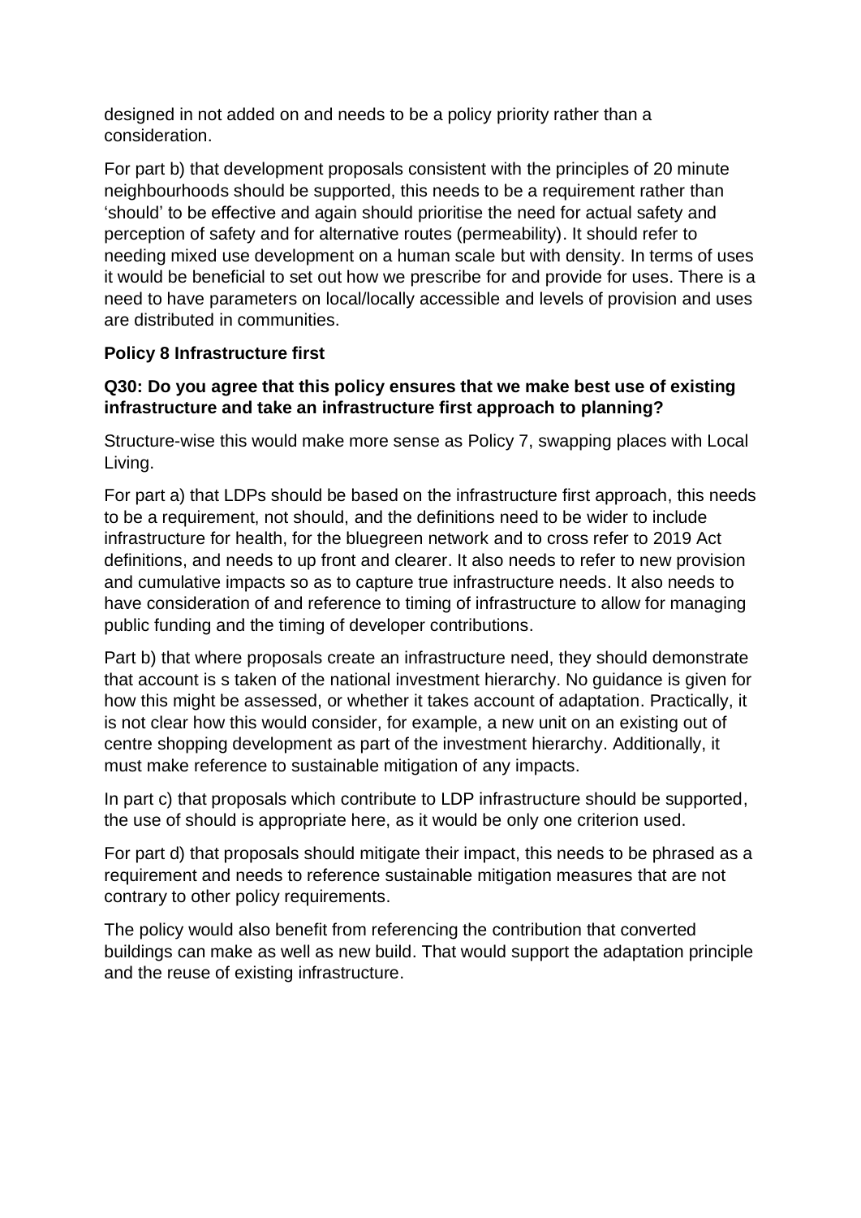designed in not added on and needs to be a policy priority rather than a consideration.

For part b) that development proposals consistent with the principles of 20 minute neighbourhoods should be supported, this needs to be a requirement rather than 'should' to be effective and again should prioritise the need for actual safety and perception of safety and for alternative routes (permeability). It should refer to needing mixed use development on a human scale but with density. In terms of uses it would be beneficial to set out how we prescribe for and provide for uses. There is a need to have parameters on local/locally accessible and levels of provision and uses are distributed in communities.

**Policy 8 Infrastructure first**

**Q30: Do you agree that this policy ensures that we make best use of existing infrastructure and take an infrastructure first approach to planning?**

Structure-wise this would make more sense as Policy 7, swapping places with Local Living.

For part a) that LDPs should be based on the infrastructure first approach, this needs to be a requirement, not should, and the definitions need to be wider to include infrastructure for health, for the bluegreen network and to cross refer to 2019 Act definitions, and needs to up front and clearer. It also needs to refer to new provision and cumulative impacts so as to capture true infrastructure needs. It also needs to have consideration of and reference to timing of infrastructure to allow for managing public funding and the timing of developer contributions.

Part b) that where proposals create an infrastructure need, they should demonstrate that account is s taken of the national investment hierarchy. No guidance is given for how this might be assessed, or whether it takes account of adaptation. Practically, it is not clear how this would consider, for example, a new unit on an existing out of centre shopping development as part of the investment hierarchy. Additionally, it must make reference to sustainable mitigation of any impacts.

In part c) that proposals which contribute to LDP infrastructure should be supported, the use of should is appropriate here, as it would be only one criterion used.

For part d) that proposals should mitigate their impact, this needs to be phrased as a requirement and needs to reference sustainable mitigation measures that are not contrary to other policy requirements.

The policy would also benefit from referencing the contribution that converted buildings can make as well as new build. That would support the adaptation principle and the reuse of existing infrastructure.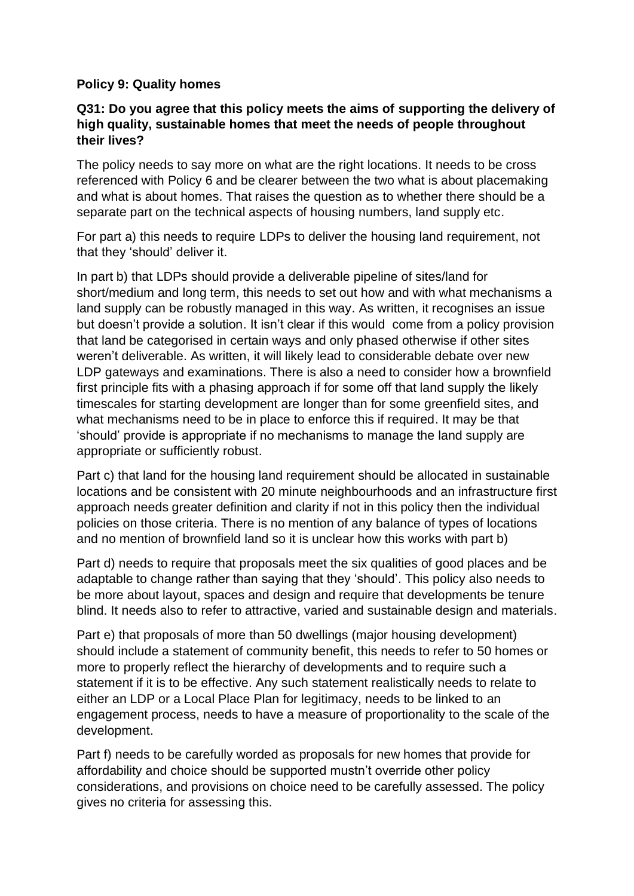**Policy 9: Quality homes**

**Q31: Do you agree that this policy meets the aims of supporting the delivery of high quality, sustainable homes that meet the needs of people throughout their lives?**

The policy needs to say more on what are the right locations. It needs to be cross referenced with Policy 6 and be clearer between the two what is about placemaking and what is about homes. That raises the question as to whether there should be a separate part on the technical aspects of housing numbers, land supply etc.

For part a) this needs to require LDPs to deliver the housing land requirement, not that they 'should' deliver it.

In part b) that LDPs should provide a deliverable pipeline of sites/land for short/medium and long term, this needs to set out how and with what mechanisms a land supply can be robustly managed in this way. As written, it recognises an issue but doesn't provide a solution. It isn't clear if this would come from a policy provision that land be categorised in certain ways and only phased otherwise if other sites weren't deliverable. As written, it will likely lead to considerable debate over new LDP gateways and examinations. There is also a need to consider how a brownfield first principle fits with a phasing approach if for some off that land supply the likely timescales for starting development are longer than for some greenfield sites, and what mechanisms need to be in place to enforce this if required. It may be that 'should' provide is appropriate if no mechanisms to manage the land supply are appropriate or sufficiently robust.

Part c) that land for the housing land requirement should be allocated in sustainable locations and be consistent with 20 minute neighbourhoods and an infrastructure first approach needs greater definition and clarity if not in this policy then the individual policies on those criteria. There is no mention of any balance of types of locations and no mention of brownfield land so it is unclear how this works with part b)

Part d) needs to require that proposals meet the six qualities of good places and be adaptable to change rather than saying that they 'should'. This policy also needs to be more about layout, spaces and design and require that developments be tenure blind. It needs also to refer to attractive, varied and sustainable design and materials.

Part e) that proposals of more than 50 dwellings (major housing development) should include a statement of community benefit, this needs to refer to 50 homes or more to properly reflect the hierarchy of developments and to require such a statement if it is to be effective. Any such statement realistically needs to relate to either an LDP or a Local Place Plan for legitimacy, needs to be linked to an engagement process, needs to have a measure of proportionality to the scale of the development.

Part f) needs to be carefully worded as proposals for new homes that provide for affordability and choice should be supported mustn't override other policy considerations, and provisions on choice need to be carefully assessed. The policy gives no criteria for assessing this.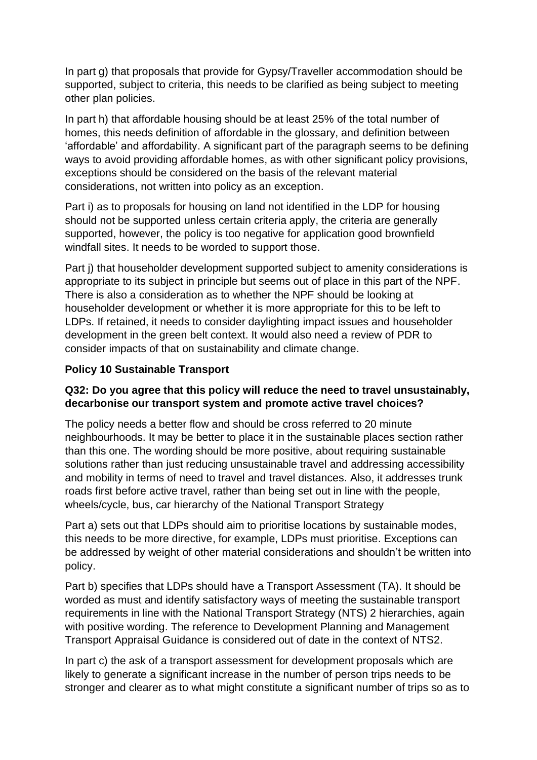In part g) that proposals that provide for Gypsy/Traveller accommodation should be supported, subject to criteria, this needs to be clarified as being subject to meeting other plan policies.

In part h) that affordable housing should be at least 25% of the total number of homes, this needs definition of affordable in the glossary, and definition between 'affordable' and affordability. A significant part of the paragraph seems to be defining ways to avoid providing affordable homes, as with other significant policy provisions, exceptions should be considered on the basis of the relevant material considerations, not written into policy as an exception.

Part i) as to proposals for housing on land not identified in the LDP for housing should not be supported unless certain criteria apply, the criteria are generally supported, however, the policy is too negative for application good brownfield windfall sites. It needs to be worded to support those.

Part j) that householder development supported subject to amenity considerations is appropriate to its subject in principle but seems out of place in this part of the NPF. There is also a consideration as to whether the NPF should be looking at householder development or whether it is more appropriate for this to be left to LDPs. If retained, it needs to consider daylighting impact issues and householder development in the green belt context. It would also need a review of PDR to consider impacts of that on sustainability and climate change.

### Policy 10 Sustainable Transport

#### Q32: Do you agree that this policy will reduce the need to travel unsustainably, decarbonise our transport system and promote active travel choices?

The policy needs a better flow and should be cross referred to 20 minute neighbourhoods. It may be better to place it in the sustainable places section rather than this one. The wording should be more positive, about requiring sustainable solutions rather than just reducing unsustainable travel and addressing accessibility and mobility in terms of need to travel and travel distances. Also, it addresses trunk roads first before active travel, rather than being set out in line with the people, wheels/cycle, bus, car hierarchy of the National Transport Strategy

Part a) sets out that LDPs should aim to prioritise locations by sustainable modes, this needs to be more directive, for example, LDPs must prioritise. Exceptions can be addressed by weight of other material considerations and shouldn't be written into policy.

Part b) specifies that LDPs should have a Transport Assessment (TA). It should be worded as must and identify satisfactory ways of meeting the sustainable transport requirements in line with the National Transport Strategy (NTS) 2 hierarchies, again with positive wording. The reference to Development Planning and Management Transport Appraisal Guidance is considered out of date in the context of NTS2.

In part c) the ask of a transport assessment for development proposals which are likely to generate a significant increase in the number of person trips needs to be stronger and clearer as to what might constitute a significant number of trips so as to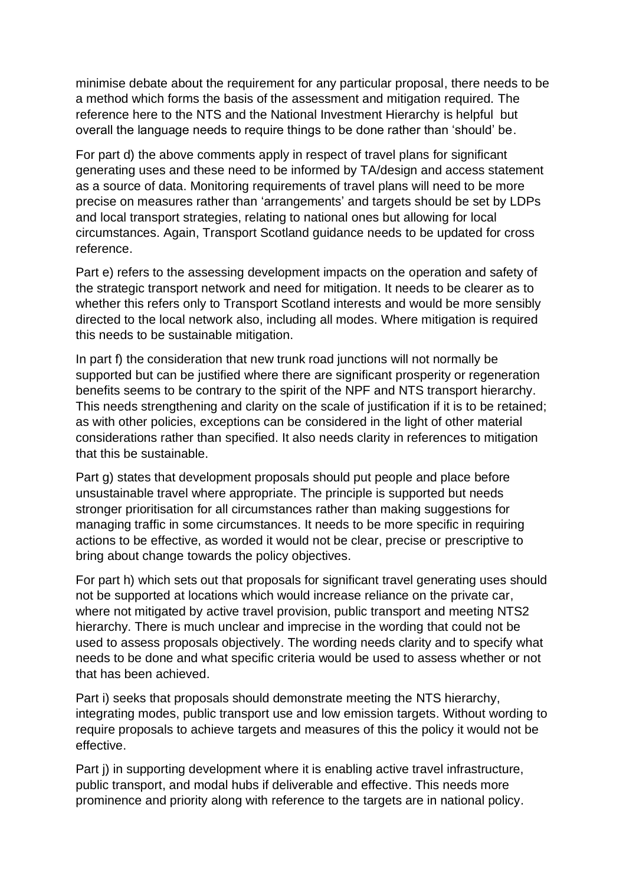minimise debate about the requirement for any particular proposal, there needs to be a method which forms the basis of the assessment and mitigation required. The reference here to the NTS and the National Investment Hierarchy is helpful but overall the language needs to require things to be done rather than 'should' be.

For part d) the above comments apply in respect of travel plans for significant generating uses and these need to be informed by TA/design and access statement as a source of data. Monitoring requirements of travel plans will need to be more precise on measures rather than 'arrangements' and targets should be set by LDPs and local transport strategies, relating to national ones but allowing for local circumstances. Again, Transport Scotland guidance needs to be updated for cross reference.

Part e) refers to the assessing development impacts on the operation and safety of the strategic transport network and need for mitigation. It needs to be clearer as to whether this refers only to Transport Scotland interests and would be more sensibly directed to the local network also, including all modes. Where mitigation is required this needs to be sustainable mitigation.

In part f) the consideration that new trunk road junctions will not normally be supported but can be justified where there are significant prosperity or regeneration benefits seems to be contrary to the spirit of the NPF and NTS transport hierarchy. This needs strengthening and clarity on the scale of justification if it is to be retained; as with other policies, exceptions can be considered in the light of other material considerations rather than specified. It also needs clarity in references to mitigation that this be sustainable.

Part g) states that development proposals should put people and place before unsustainable travel where appropriate. The principle is supported but needs stronger prioritisation for all circumstances rather than making suggestions for managing traffic in some circumstances. It needs to be more specific in requiring actions to be effective, as worded it would not be clear, precise or prescriptive to bring about change towards the policy objectives.

For part h) which sets out that proposals for significant travel generating uses should not be supported at locations which would increase reliance on the private car, where not mitigated by active travel provision, public transport and meeting NTS2 hierarchy. There is much unclear and imprecise in the wording that could not be used to assess proposals objectively. The wording needs clarity and to specify what needs to be done and what specific criteria would be used to assess whether or not that has been achieved.

Part i) seeks that proposals should demonstrate meeting the NTS hierarchy, integrating modes, public transport use and low emission targets. Without wording to require proposals to achieve targets and measures of this the policy it would not be effective.

Part j) in supporting development where it is enabling active travel infrastructure, public transport, and modal hubs if deliverable and effective. This needs more prominence and priority along with reference to the targets are in national policy.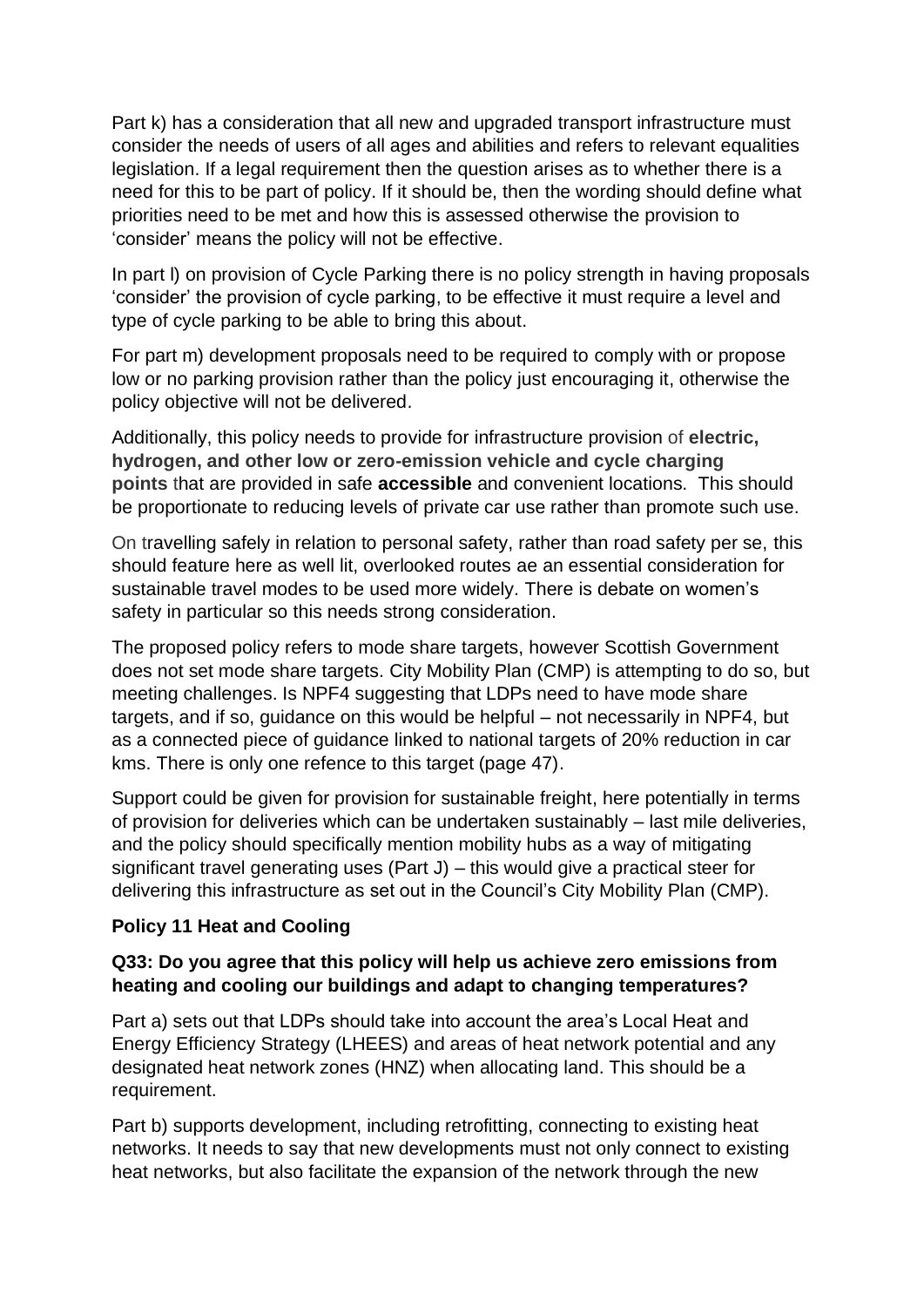Part k) has a consideration that all new and upgraded transport infrastructure must consider the needs of users of all ages and abilities and refers to relevant equalities legislation. If a legal requirement then the question arises as to whether there is a need for this to be part of policy. If it should be, then the wording should define what priorities need to be met and how this is assessed otherwise the provision to 'consider' means the policy will not be effective.

In part l) on provision of Cycle Parking there is no policy strength in having proposals 'consider' the provision of cycle parking, to be effective it must require a level and type of cycle parking to be able to bring this about.

For part m) development proposals need to be required to comply with or propose low or no parking provision rather than the policy just encouraging it, otherwise the policy objective will not be delivered.

Additionally, this policy needs to provide for infrastructure provision of **electric, hydrogen, and other low or zero-emission vehicle and cycle charging points** that are provided in safe **accessible** and convenient locations. This should be proportionate to reducing levels of private car use rather than promote such use.

On travelling safely in relation to personal safety, rather than road safety per se, this should feature here as well lit, overlooked routes ae an essential consideration for sustainable travel modes to be used more widely. There is debate on women's safety in particular so this needs strong consideration.

The proposed policy refers to mode share targets, however Scottish Government does not set mode share targets. City Mobility Plan (CMP) is attempting to do so, but meeting challenges. Is NPF4 suggesting that LDPs need to have mode share targets, and if so, guidance on this would be helpful – not necessarily in NPF4, but as a connected piece of guidance linked to national targets of 20% reduction in car kms. There is only one refence to this target (page 47).

Support could be given for provision for sustainable freight, here potentially in terms of provision for deliveries which can be undertaken sustainably – last mile deliveries, and the policy should specifically mention mobility hubs as a way of mitigating significant travel generating uses (Part J) – this would give a practical steer for delivering this infrastructure as set out in the Council's City Mobility Plan (CMP).

### Policy 11 Heat and Cooling

**Q33: Do you agree that this policy will help us achieve zero emissions from heating and cooling our buildings and adapt to changing temperatures?**

Part a) sets out that LDPs should take into account the area's Local Heat and Energy Efficiency Strategy (LHEES) and areas of heat network potential and any designated heat network zones (HNZ) when allocating land. This should be a requirement.

Part b) supports development, including retrofitting, connecting to existing heat networks. It needs to say that new developments must not only connect to existing heat networks, but also facilitate the expansion of the network through the new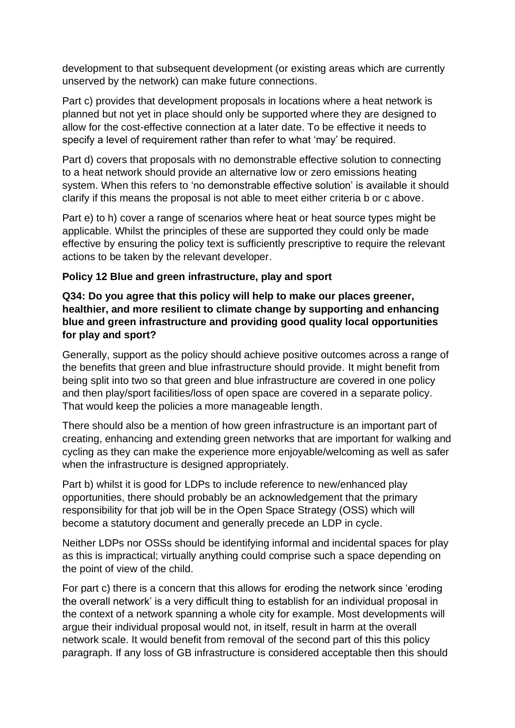development to that subsequent development (or existing areas which are currently unserved by the network) can make future connections.

Part c) provides that development proposals in locations where a heat network is planned but not yet in place should only be supported where they are designed to allow for the cost-effective connection at a later date. To be effective it needs to specify a level of requirement rather than refer to what 'may' be required.

Part d) covers that proposals with no demonstrable effective solution to connecting to a heat network should provide an alternative low or zero emissions heating system. When this refers to 'no demonstrable effective solution' is available it should clarify if this means the proposal is not able to meet either criteria b or c above.

Part e) to h) cover a range of scenarios where heat or heat source types might be applicable. Whilst the principles of these are supported they could only be made effective by ensuring the policy text is sufficiently prescriptive to require the relevant actions to be taken by the relevant developer.

**Policy 12 Blue and green infrastructure, play and sport**

**Q34: Do you agree that this policy will help to make our places greener, healthier, and more resilient to climate change by supporting and enhancing blue and green infrastructure and providing good quality local opportunities for play and sport?**

Generally, support as the policy should achieve positive outcomes across a range of the benefits that green and blue infrastructure should provide. It might benefit from being split into two so that green and blue infrastructure are covered in one policy and then play/sport facilities/loss of open space are covered in a separate policy. That would keep the policies a more manageable length.

There should also be a mention of how green infrastructure is an important part of creating, enhancing and extending green networks that are important for walking and cycling as they can make the experience more enjoyable/welcoming as well as safer when the infrastructure is designed appropriately.

Part b) whilst it is good for LDPs to include reference to new/enhanced play opportunities, there should probably be an acknowledgement that the primary responsibility for that job will be in the Open Space Strategy (OSS) which will become a statutory document and generally precede an LDP in cycle.

Neither LDPs nor OSSs should be identifying informal and incidental spaces for play as this is impractical; virtually anything could comprise such a space depending on the point of view of the child.

For part c) there is a concern that this allows for eroding the network since 'eroding the overall network' is a very difficult thing to establish for an individual proposal in the context of a network spanning a whole city for example. Most developments will argue their individual proposal would not, in itself, result in harm at the overall network scale. It would benefit from removal of the second part of this this policy paragraph. If any loss of GB infrastructure is considered acceptable then this should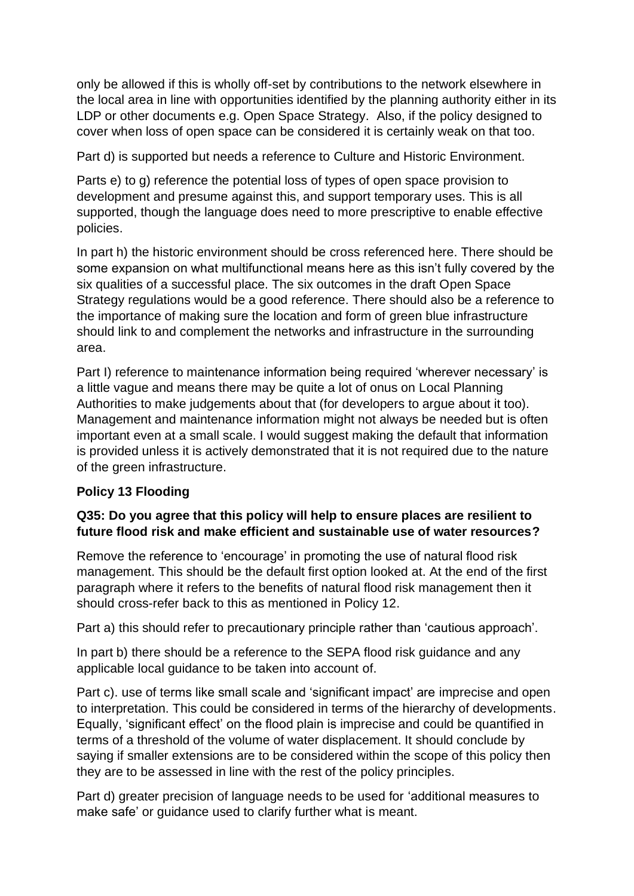only be allowed if this is wholly off-set by contributions to the network elsewhere in the local area in line with opportunities identified by the planning authority either in its LDP or other documents e.g. Open Space Strategy. Also, if the policy designed to cover when loss of open space can be considered it is certainly weak on that too.

Part d) is supported but needs a reference to Culture and Historic Environment.

Parts e) to g) reference the potential loss of types of open space provision to development and presume against this, and support temporary uses. This is all supported, though the language does need to more prescriptive to enable effective policies.

In part h) the historic environment should be cross referenced here. There should be some expansion on what multifunctional means here as this isn't fully covered by the six qualities of a successful place. The six outcomes in the draft Open Space Strategy regulations would be a good reference. There should also be a reference to the importance of making sure the location and form of green blue infrastructure should link to and complement the networks and infrastructure in the surrounding area.

Part I) reference to maintenance information being required 'wherever necessary' is a little vague and means there may be quite a lot of onus on Local Planning Authorities to make judgements about that (for developers to argue about it too). Management and maintenance information might not always be needed but is often important even at a small scale. I would suggest making the default that information is provided unless it is actively demonstrated that it is not required due to the nature of the green infrastructure.

**Policy 13 Flooding**

**Q35: Do you agree that this policy will help to ensure places are resilient to future flood risk and make efficient and sustainable use of water resources?**

Remove the reference to 'encourage' in promoting the use of natural flood risk management. This should be the default first option looked at. At the end of the first paragraph where it refers to the benefits of natural flood risk management then it should cross-refer back to this as mentioned in Policy 12.

Part a) this should refer to precautionary principle rather than 'cautious approach'.

In part b) there should be a reference to the SEPA flood risk guidance and any applicable local guidance to be taken into account of.

Part c). use of terms like small scale and 'significant impact' are imprecise and open to interpretation. This could be considered in terms of the hierarchy of developments. Equally, 'significant effect' on the flood plain is imprecise and could be quantified in terms of a threshold of the volume of water displacement. It should conclude by saying if smaller extensions are to be considered within the scope of this policy then they are to be assessed in line with the rest of the policy principles.

Part d) greater precision of language needs to be used for 'additional measures to make safe' or guidance used to clarify further what is meant.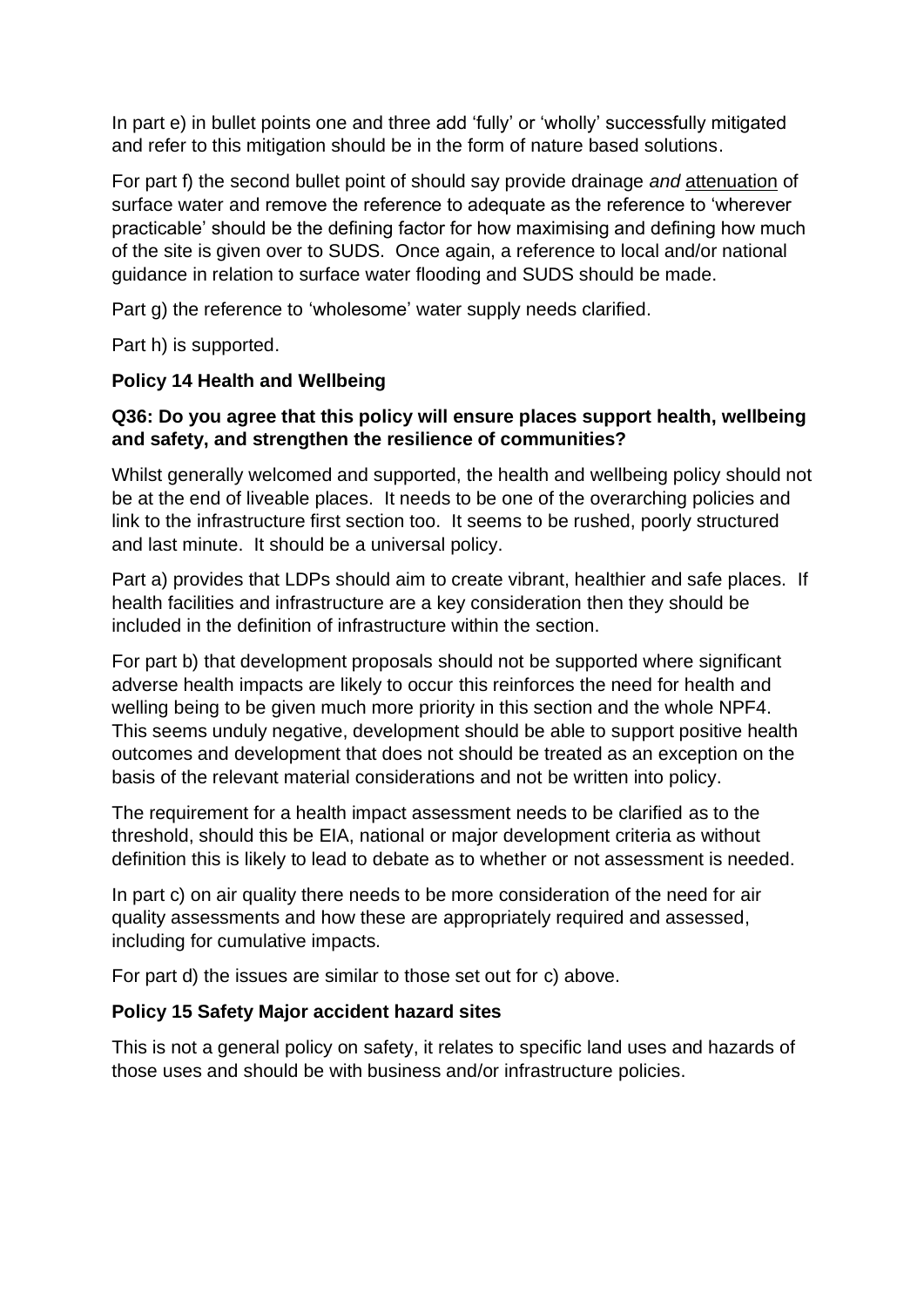In part e) in bullet points one and three add 'fully' or 'wholly' successfully mitigated and refer to this mitigation should be in the form of nature based solutions.

For part f) the second bullet point of should say provide drainage *and* <u>attenuation</u> of surface water and remove the reference to adequate as the reference to 'wherever practicable' should be the defining factor for how maximising and defining how much of the site is given over to SUDS. Once again, a reference to local and/or national guidance in relation to surface water flooding and SUDS should be made.

Part g) the reference to 'wholesome' water supply needs clarified.

Part h) is supported.

**Policy 14 Health and Wellbeing**

**Q36: Do you agree that this policy will ensure places support health, wellbeing and safety, and strengthen the resilience of communities?**

Whilst generally welcomed and supported, the health and wellbeing policy should not be at the end of liveable places. It needs to be one of the overarching policies and link to the infrastructure first section too. It seems to be rushed, poorly structured and last minute. It should be a universal policy.

Part a) provides that LDPs should aim to create vibrant, healthier and safe places. If health facilities and infrastructure are a key consideration then they should be included in the definition of infrastructure within the section.

For part b) that development proposals should not be supported where significant adverse health impacts are likely to occur this reinforces the need for health and welling being to be given much more priority in this section and the whole NPF4. This seems unduly negative, development should be able to support positive health outcomes and development that does not should be treated as an exception on the basis of the relevant material considerations and not be written into policy.

The requirement for a health impact assessment needs to be clarified as to the threshold, should this be EIA, national or major development criteria as without definition this is likely to lead to debate as to whether or not assessment is needed.

In part c) on air quality there needs to be more consideration of the need for air quality assessments and how these are appropriately required and assessed, including for cumulative impacts.

For part d) the issues are similar to those set out for c) above.

**Policy 15 Safety Major accident hazard sites**

This is not a general policy on safety, it relates to specific land uses and hazards of those uses and should be with business and/or infrastructure policies.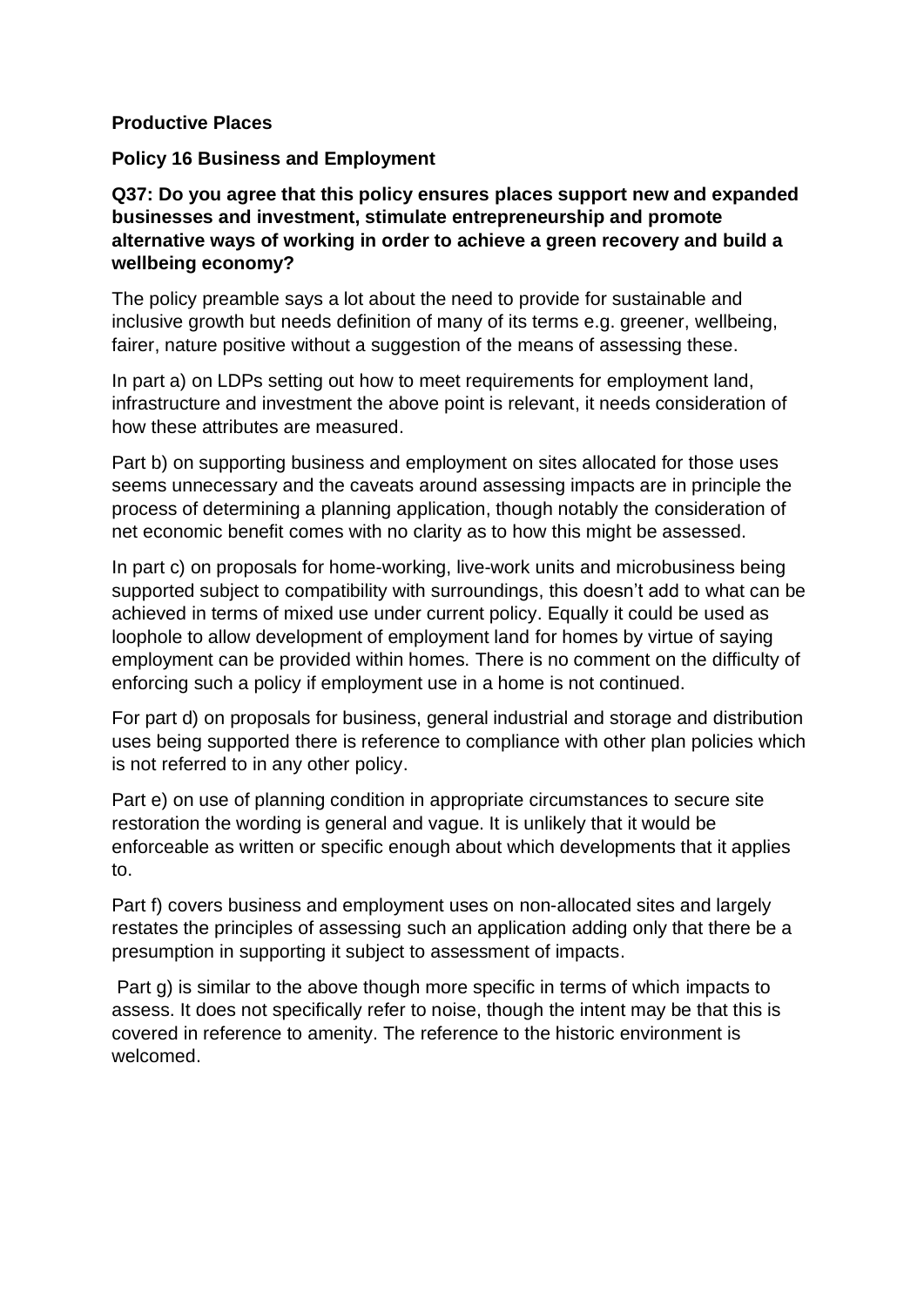**Productive Places**

**Policy 16 Business and Employment**

**Q37: Do you agree that this policy ensures places support new and expanded businesses and investment, stimulate entrepreneurship and promote alternative ways of working in order to achieve a green recovery and build a wellbeing economy?**

The policy preamble says a lot about the need to provide for sustainable and inclusive growth but needs definition of many of its terms e.g. greener, wellbeing, fairer, nature positive without a suggestion of the means of assessing these.

In part a) on LDPs setting out how to meet requirements for employment land, infrastructure and investment the above point is relevant, it needs consideration of how these attributes are measured.

Part b) on supporting business and employment on sites allocated for those uses seems unnecessary and the caveats around assessing impacts are in principle the process of determining a planning application, though notably the consideration of net economic benefit comes with no clarity as to how this might be assessed.

In part c) on proposals for home-working, live-work units and microbusiness being supported subject to compatibility with surroundings, this doesn't add to what can be achieved in terms of mixed use under current policy. Equally it could be used as loophole to allow development of employment land for homes by virtue of saying employment can be provided within homes. There is no comment on the difficulty of enforcing such a policy if employment use in a home is not continued.

For part d) on proposals for business, general industrial and storage and distribution uses being supported there is reference to compliance with other plan policies which is not referred to in any other policy.

Part e) on use of planning condition in appropriate circumstances to secure site restoration the wording is general and vague. It is unlikely that it would be enforceable as written or specific enough about which developments that it applies to.

Part f) covers business and employment uses on non-allocated sites and largely restates the principles of assessing such an application adding only that there be a presumption in supporting it subject to assessment of impacts.

Part g) is similar to the above though more specific in terms of which impacts to assess. It does not specifically refer to noise, though the intent may be that this is covered in reference to amenity. The reference to the historic environment is welcomed.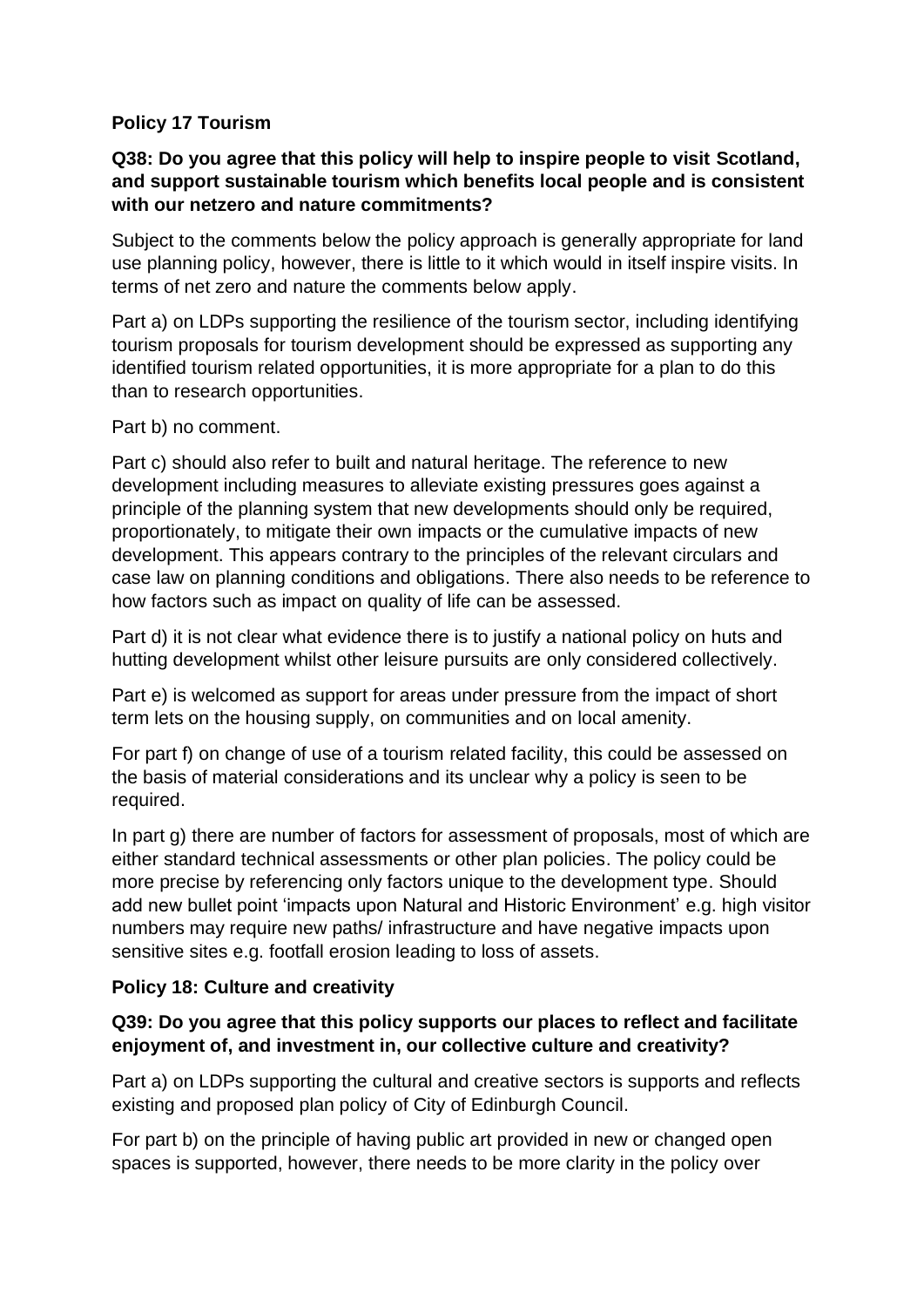**Policy 17 Tourism**

**Q38: Do you agree that this policy will help to inspire people to visit Scotland, and support sustainable tourism which benefits local people and is consistent with our netzero and nature commitments?**

Subject to the comments below the policy approach is generally appropriate for land use planning policy, however, there is little to it which would in itself inspire visits. In terms of net zero and nature the comments below apply.

Part a) on LDPs supporting the resilience of the tourism sector, including identifying tourism proposals for tourism development should be expressed as supporting any identified tourism related opportunities, it is more appropriate for a plan to do this than to research opportunities.

Part b) no comment.

Part c) should also refer to built and natural heritage. The reference to new development including measures to alleviate existing pressures goes against a principle of the planning system that new developments should only be required, proportionately, to mitigate their own impacts or the cumulative impacts of new development. This appears contrary to the principles of the relevant circulars and case law on planning conditions and obligations. There also needs to be reference to how factors such as impact on quality of life can be assessed.

Part d) it is not clear what evidence there is to justify a national policy on huts and hutting development whilst other leisure pursuits are only considered collectively.

Part e) is welcomed as support for areas under pressure from the impact of short term lets on the housing supply, on communities and on local amenity.

For part f) on change of use of a tourism related facility, this could be assessed on the basis of material considerations and its unclear why a policy is seen to be required.

In part g) there are number of factors for assessment of proposals, most of which are either standard technical assessments or other plan policies. The policy could be more precise by referencing only factors unique to the development type. Should add new bullet point 'impacts upon Natural and Historic Environment' e.g. high visitor numbers may require new paths/ infrastructure and have negative impacts upon sensitive sites e.g. footfall erosion leading to loss of assets.

**Policy 18: Culture and creativity**

**Q39: Do you agree that this policy supports our places to reflect and facilitate enjoyment of, and investment in, our collective culture and creativity?**

Part a) on LDPs supporting the cultural and creative sectors is supports and reflects existing and proposed plan policy of City of Edinburgh Council.

For part b) on the principle of having public art provided in new or changed open spaces is supported, however, there needs to be more clarity in the policy over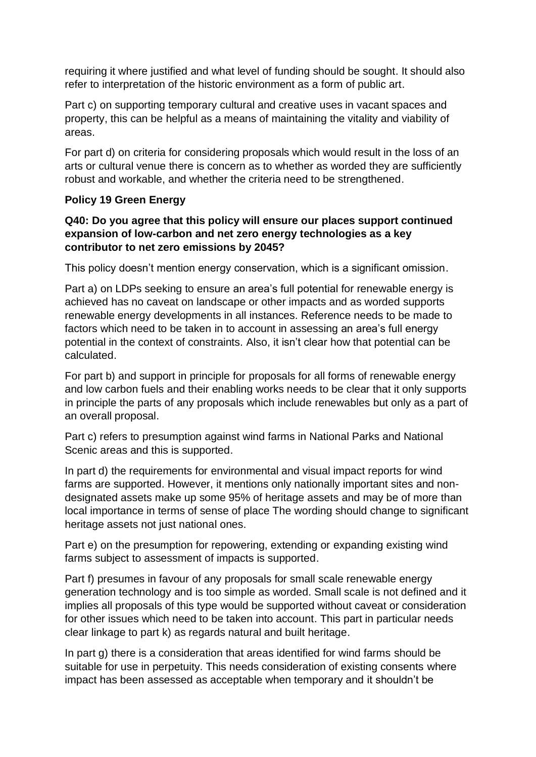requiring it where justified and what level of funding should be sought. It should also refer to interpretation of the historic environment as a form of public art.

Part c) on supporting temporary cultural and creative uses in vacant spaces and property, this can be helpful as a means of maintaining the vitality and viability of areas.

For part d) on criteria for considering proposals which would result in the loss of an arts or cultural venue there is concern as to whether as worded they are sufficiently robust and workable, and whether the criteria need to be strengthened.

**Policy 19 Green Energy**

**Q40: Do you agree that this policy will ensure our places support continued expansion of low-carbon and net zero energy technologies as a key contributor to net zero emissions by 2045?**

This policy doesn't mention energy conservation, which is a significant omission.

Part a) on LDPs seeking to ensure an area's full potential for renewable energy is achieved has no caveat on landscape or other impacts and as worded supports renewable energy developments in all instances. Reference needs to be made to factors which need to be taken in to account in assessing an area's full energy potential in the context of constraints. Also, it isn't clear how that potential can be calculated.

For part b) and support in principle for proposals for all forms of renewable energy and low carbon fuels and their enabling works needs to be clear that it only supports in principle the parts of any proposals which include renewables but only as a part of an overall proposal.

Part c) refers to presumption against wind farms in National Parks and National Scenic areas and this is supported.

In part d) the requirements for environmental and visual impact reports for wind farms are supported. However, it mentions only nationally important sites and non-designated assets make up some 95% of heritage assets and may be of more than local importance in terms of sense of place The wording should change to significant heritage assets not just national ones.

Part e) on the presumption for repowering, extending or expanding existing wind farms subject to assessment of impacts is supported.

Part f) presumes in favour of any proposals for small scale renewable energy generation technology and is too simple as worded. Small scale is not defined and it implies all proposals of this type would be supported without caveat or consideration for other issues which need to be taken into account. This part in particular needs clear linkage to part k) as regards natural and built heritage.

In part g) there is a consideration that areas identified for wind farms should be suitable for use in perpetuity. This needs consideration of existing consents where impact has been assessed as acceptable when temporary and it shouldn't be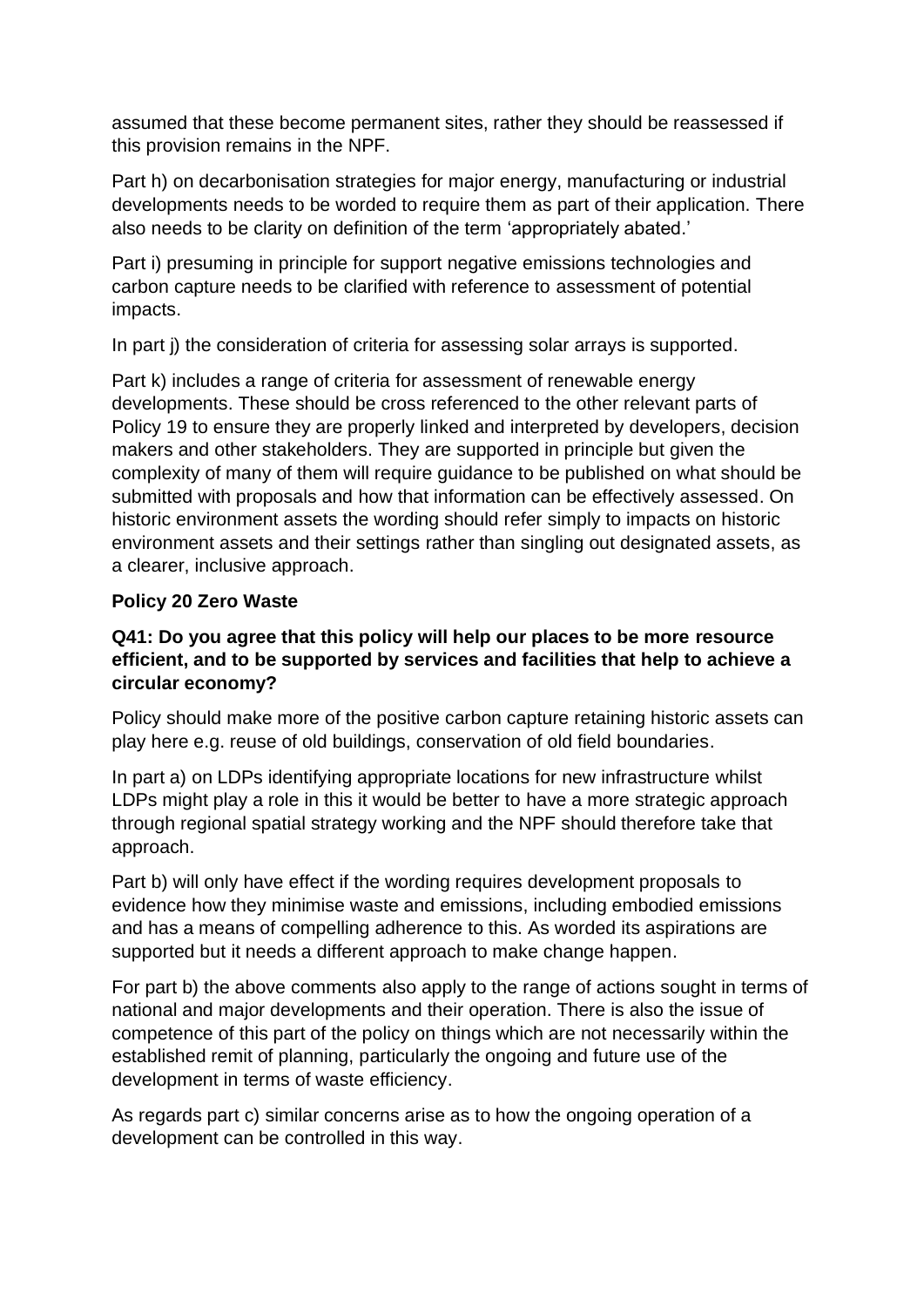assumed that these become permanent sites, rather they should be reassessed if this provision remains in the NPF.

Part h) on decarbonisation strategies for major energy, manufacturing or industrial developments needs to be worded to require them as part of their application. There also needs to be clarity on definition of the term 'appropriately abated.'

Part i) presuming in principle for support negative emissions technologies and carbon capture needs to be clarified with reference to assessment of potential impacts.

In part j) the consideration of criteria for assessing solar arrays is supported.

Part k) includes a range of criteria for assessment of renewable energy developments. These should be cross referenced to the other relevant parts of Policy 19 to ensure they are properly linked and interpreted by developers, decision makers and other stakeholders. They are supported in principle but given the complexity of many of them will require guidance to be published on what should be submitted with proposals and how that information can be effectively assessed. On historic environment assets the wording should refer simply to impacts on historic environment assets and their settings rather than singling out designated assets, as a clearer, inclusive approach.

**Policy 20 Zero Waste**

**Q41: Do you agree that this policy will help our places to be more resource efficient, and to be supported by services and facilities that help to achieve a circular economy?**

Policy should make more of the positive carbon capture retaining historic assets can play here e.g. reuse of old buildings, conservation of old field boundaries.

In part a) on LDPs identifying appropriate locations for new infrastructure whilst LDPs might play a role in this it would be better to have a more strategic approach through regional spatial strategy working and the NPF should therefore take that approach.

Part b) will only have effect if the wording requires development proposals to evidence how they minimise waste and emissions, including embodied emissions and has a means of compelling adherence to this. As worded its aspirations are supported but it needs a different approach to make change happen.

For part b) the above comments also apply to the range of actions sought in terms of national and major developments and their operation. There is also the issue of competence of this part of the policy on things which are not necessarily within the established remit of planning, particularly the ongoing and future use of the development in terms of waste efficiency.

As regards part c) similar concerns arise as to how the ongoing operation of a development can be controlled in this way.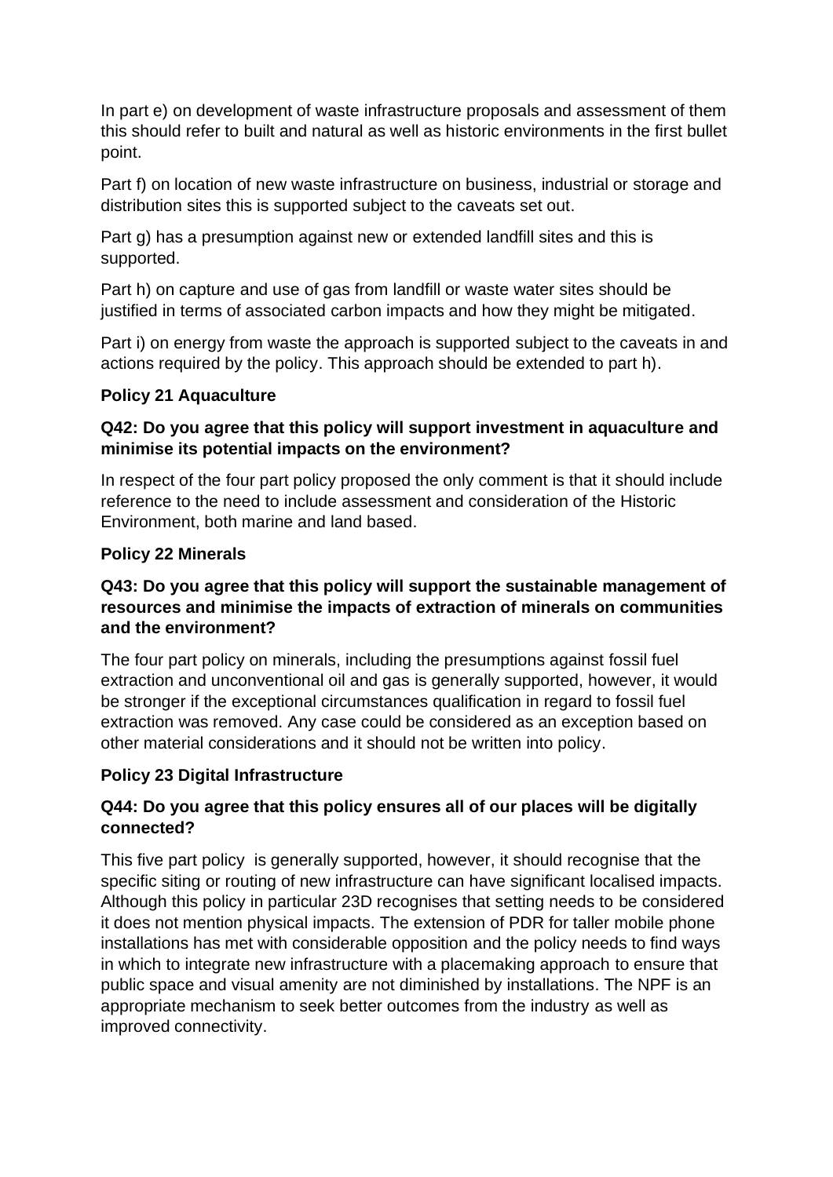In part e) on development of waste infrastructure proposals and assessment of them this should refer to built and natural as well as historic environments in the first bullet point.

Part f) on location of new waste infrastructure on business, industrial or storage and distribution sites this is supported subject to the caveats set out.

Part g) has a presumption against new or extended landfill sites and this is supported.

Part h) on capture and use of gas from landfill or waste water sites should be justified in terms of associated carbon impacts and how they might be mitigated.

Part i) on energy from waste the approach is supported subject to the caveats in and actions required by the policy. This approach should be extended to part h).

**Policy 21 Aquaculture**

**Q42: Do you agree that this policy will support investment in aquaculture and minimise its potential impacts on the environment?**

In respect of the four part policy proposed the only comment is that it should include reference to the need to include assessment and consideration of the Historic Environment, both marine and land based.

**Policy 22 Minerals**

**Q43: Do you agree that this policy will support the sustainable management of resources and minimise the impacts of extraction of minerals on communities and the environment?**

The four part policy on minerals, including the presumptions against fossil fuel extraction and unconventional oil and gas is generally supported, however, it would be stronger if the exceptional circumstances qualification in regard to fossil fuel extraction was removed. Any case could be considered as an exception based on other material considerations and it should not be written into policy.

**Policy 23 Digital Infrastructure**

**Q44: Do you agree that this policy ensures all of our places will be digitally connected?**

This five part policy is generally supported, however, it should recognise that the specific siting or routing of new infrastructure can have significant localised impacts. Although this policy in particular 23D recognises that setting needs to be considered it does not mention physical impacts. The extension of PDR for taller mobile phone installations has met with considerable opposition and the policy needs to find ways in which to integrate new infrastructure with a placemaking approach to ensure that public space and visual amenity are not diminished by installations. The NPF is an appropriate mechanism to seek better outcomes from the industry as well as improved connectivity.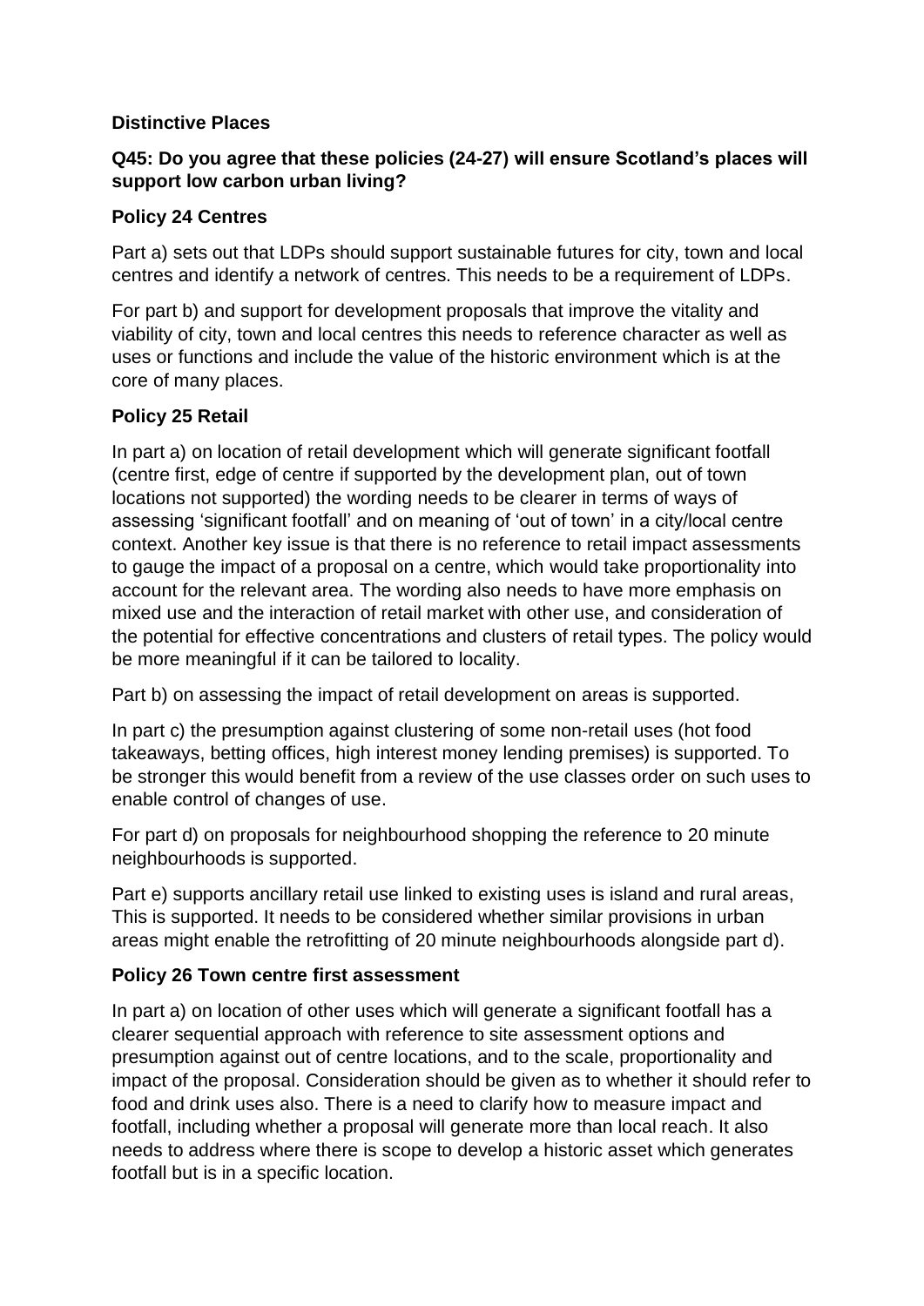**Distinctive Places**

**Q45: Do you agree that these policies (24-27) will ensure Scotland's places will support low carbon urban living?**

**Policy 24 Centres**

Part a) sets out that LDPs should support sustainable futures for city, town and local centres and identify a network of centres. This needs to be a requirement of LDPs.

For part b) and support for development proposals that improve the vitality and viability of city, town and local centres this needs to reference character as well as uses or functions and include the value of the historic environment which is at the core of many places.

**Policy 25 Retail**

In part a) on location of retail development which will generate significant footfall (centre first, edge of centre if supported by the development plan, out of town locations not supported) the wording needs to be clearer in terms of ways of assessing 'significant footfall' and on meaning of 'out of town' in a city/local centre context. Another key issue is that there is no reference to retail impact assessments to gauge the impact of a proposal on a centre, which would take proportionality into account for the relevant area. The wording also needs to have more emphasis on mixed use and the interaction of retail market with other use, and consideration of the potential for effective concentrations and clusters of retail types. The policy would be more meaningful if it can be tailored to locality.

Part b) on assessing the impact of retail development on areas is supported.

In part c) the presumption against clustering of some non-retail uses (hot food takeaways, betting offices, high interest money lending premises) is supported. To be stronger this would benefit from a review of the use classes order on such uses to enable control of changes of use.

For part d) on proposals for neighbourhood shopping the reference to 20 minute neighbourhoods is supported.

Part e) supports ancillary retail use linked to existing uses is island and rural areas, This is supported. It needs to be considered whether similar provisions in urban areas might enable the retrofitting of 20 minute neighbourhoods alongside part d).

**Policy 26 Town centre first assessment**

In part a) on location of other uses which will generate a significant footfall has a clearer sequential approach with reference to site assessment options and presumption against out of centre locations, and to the scale, proportionality and impact of the proposal. Consideration should be given as to whether it should refer to food and drink uses also. There is a need to clarify how to measure impact and footfall, including whether a proposal will generate more than local reach. It also needs to address where there is scope to develop a historic asset which generates footfall but is in a specific location.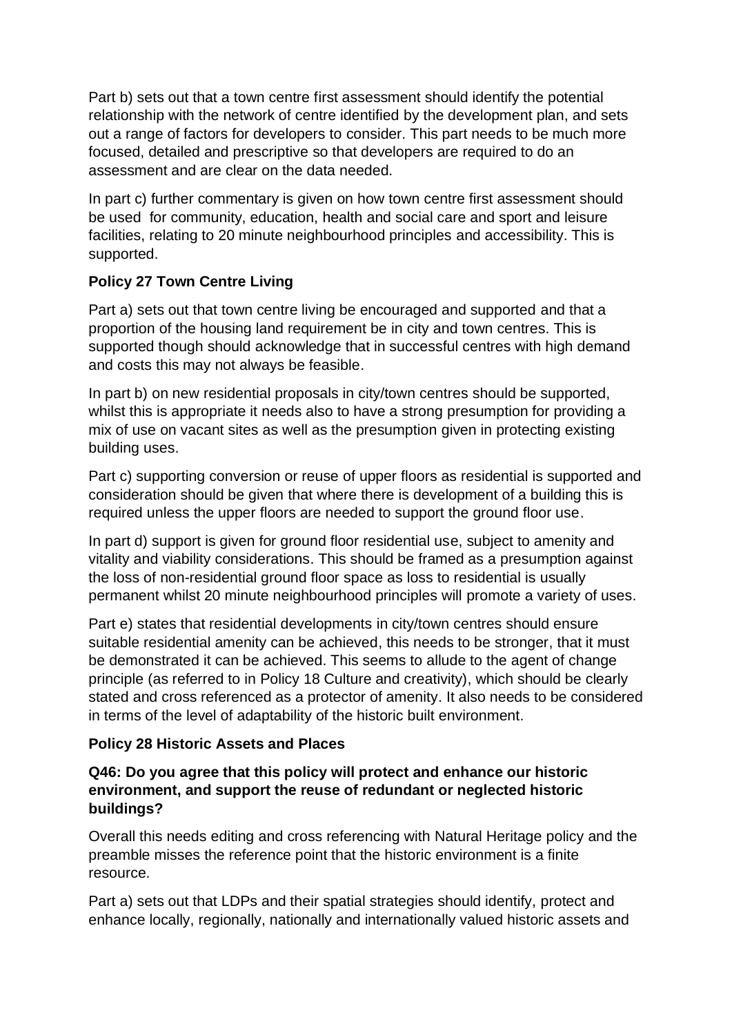Part b) sets out that a town centre first assessment should identify the potential relationship with the network of centre identified by the development plan, and sets out a range of factors for developers to consider. This part needs to be much more focused, detailed and prescriptive so that developers are required to do an assessment and are clear on the data needed.

In part c) further commentary is given on how town centre first assessment should be used for community, education, health and social care and sport and leisure facilities, relating to 20 minute neighbourhood principles and accessibility. This is supported.

**Policy 27 Town Centre Living**

Part a) sets out that town centre living be encouraged and supported and that a proportion of the housing land requirement be in city and town centres. This is supported though should acknowledge that in successful centres with high demand and costs this may not always be feasible.

In part b) on new residential proposals in city/town centres should be supported, whilst this is appropriate it needs also to have a strong presumption for providing a mix of use on vacant sites as well as the presumption given in protecting existing building uses.

Part c) supporting conversion or reuse of upper floors as residential is supported and consideration should be given that where there is development of a building this is required unless the upper floors are needed to support the ground floor use.

In part d) support is given for ground floor residential use, subject to amenity and vitality and viability considerations. This should be framed as a presumption against the loss of non-residential ground floor space as loss to residential is usually permanent whilst 20 minute neighbourhood principles will promote a variety of uses.

Part e) states that residential developments in city/town centres should ensure suitable residential amenity can be achieved, this needs to be stronger, that it must be demonstrated it can be achieved. This seems to allude to the agent of change principle (as referred to in Policy 18 Culture and creativity), which should be clearly stated and cross referenced as a protector of amenity. It also needs to be considered in terms of the level of adaptability of the historic built environment.

**Policy 28 Historic Assets and Places**

**Q46: Do you agree that this policy will protect and enhance our historic environment, and support the reuse of redundant or neglected historic buildings?**

Overall this needs editing and cross referencing with Natural Heritage policy and the preamble misses the reference point that the historic environment is a finite resource.

Part a) sets out that LDPs and their spatial strategies should identify, protect and enhance locally, regionally, nationally and internationally valued historic assets and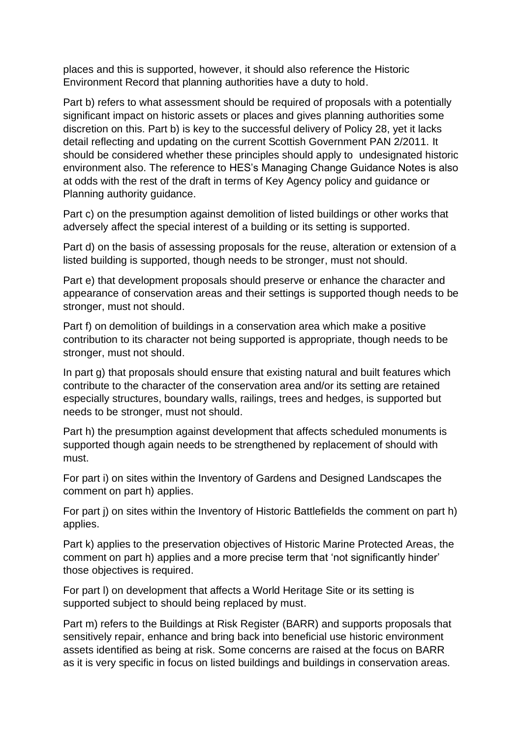places and this is supported, however, it should also reference the Historic Environment Record that planning authorities have a duty to hold.

Part b) refers to what assessment should be required of proposals with a potentially significant impact on historic assets or places and gives planning authorities some discretion on this. Part b) is key to the successful delivery of Policy 28, yet it lacks detail reflecting and updating on the current Scottish Government PAN 2/2011. It should be considered whether these principles should apply to undesignated historic environment also. The reference to HES's Managing Change Guidance Notes is also at odds with the rest of the draft in terms of Key Agency policy and guidance or Planning authority guidance.

Part c) on the presumption against demolition of listed buildings or other works that adversely affect the special interest of a building or its setting is supported.

Part d) on the basis of assessing proposals for the reuse, alteration or extension of a listed building is supported, though needs to be stronger, must not should.

Part e) that development proposals should preserve or enhance the character and appearance of conservation areas and their settings is supported though needs to be stronger, must not should.

Part f) on demolition of buildings in a conservation area which make a positive contribution to its character not being supported is appropriate, though needs to be stronger, must not should.

In part g) that proposals should ensure that existing natural and built features which contribute to the character of the conservation area and/or its setting are retained especially structures, boundary walls, railings, trees and hedges, is supported but needs to be stronger, must not should.

Part h) the presumption against development that affects scheduled monuments is supported though again needs to be strengthened by replacement of should with must.

For part i) on sites within the Inventory of Gardens and Designed Landscapes the comment on part h) applies.

For part j) on sites within the Inventory of Historic Battlefields the comment on part h) applies.

Part k) applies to the preservation objectives of Historic Marine Protected Areas, the comment on part h) applies and a more precise term that 'not significantly hinder' those objectives is required.

For part l) on development that affects a World Heritage Site or its setting is supported subject to should being replaced by must.

Part m) refers to the Buildings at Risk Register (BARR) and supports proposals that sensitively repair, enhance and bring back into beneficial use historic environment assets identified as being at risk. Some concerns are raised at the focus on BARR as it is very specific in focus on listed buildings and buildings in conservation areas.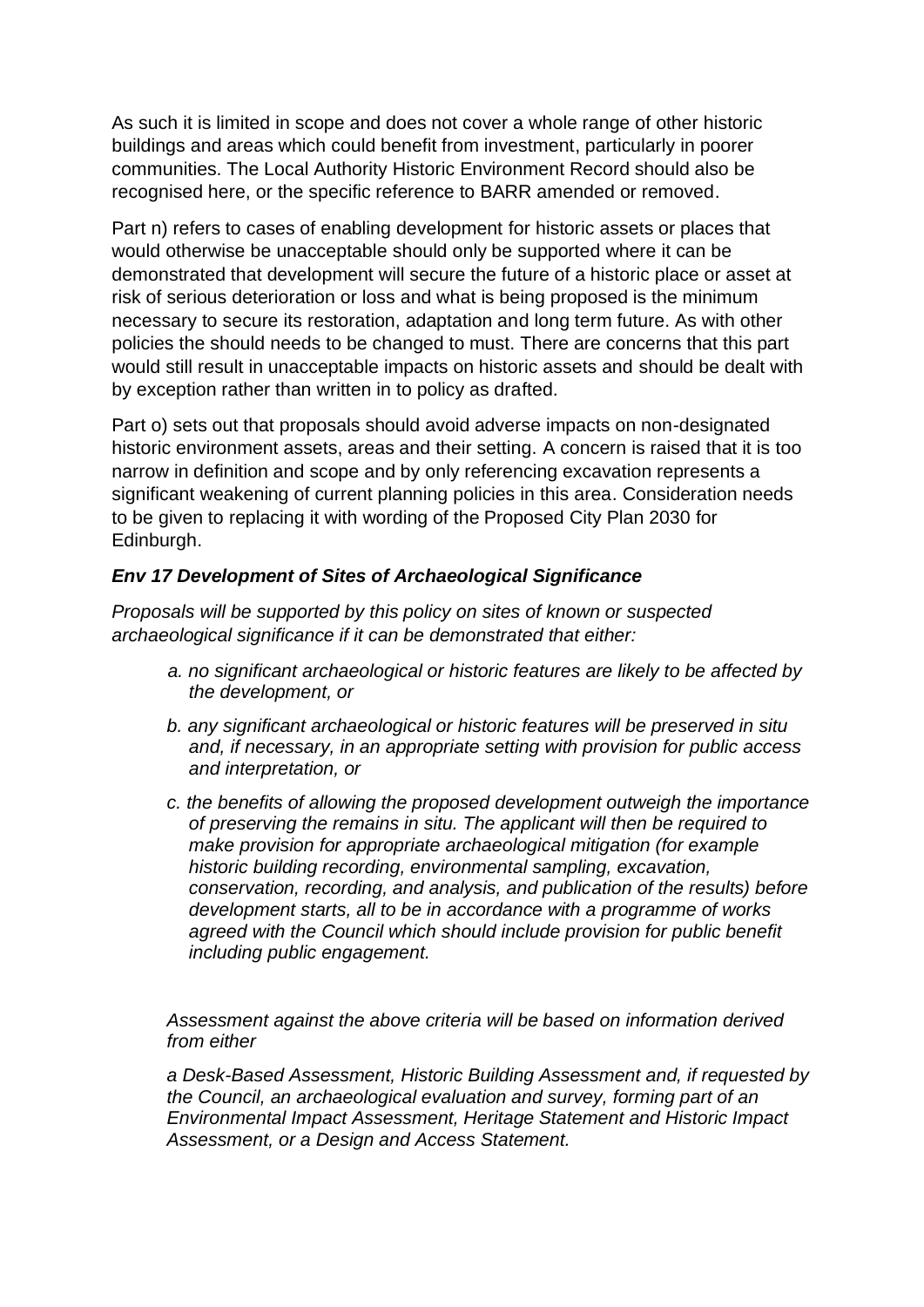As such it is limited in scope and does not cover a whole range of other historic buildings and areas which could benefit from investment, particularly in poorer communities. The Local Authority Historic Environment Record should also be recognised here, or the specific reference to BARR amended or removed.

Part n) refers to cases of enabling development for historic assets or places that would otherwise be unacceptable should only be supported where it can be demonstrated that development will secure the future of a historic place or asset at risk of serious deterioration or loss and what is being proposed is the minimum necessary to secure its restoration, adaptation and long term future. As with other policies the should needs to be changed to must. There are concerns that this part would still result in unacceptable impacts on historic assets and should be dealt with by exception rather than written in to policy as drafted.

Part o) sets out that proposals should avoid adverse impacts on non-designated historic environment assets, areas and their setting. A concern is raised that it is too narrow in definition and scope and by only referencing excavation represents a significant weakening of current planning policies in this area. Consideration needs to be given to replacing it with wording of the Proposed City Plan 2030 for Edinburgh.

***Env 17 Development of Sites of Archaeological Significance***

*Proposals will be supported by this policy on sites of known or suspected archaeological significance if it can be demonstrated that either:*

*a. no significant archaeological or historic features are likely to be affected by the development, or*

*b. any significant archaeological or historic features will be preserved in situ and, if necessary, in an appropriate setting with provision for public access and interpretation, or*

*c. the benefits of allowing the proposed development outweigh the importance of preserving the remains in situ. The applicant will then be required to make provision for appropriate archaeological mitigation (for example historic building recording, environmental sampling, excavation, conservation, recording, and analysis, and publication of the results) before development starts, all to be in accordance with a programme of works agreed with the Council which should include provision for public benefit including public engagement.*

*Assessment against the above criteria will be based on information derived from either*

*a Desk-Based Assessment, Historic Building Assessment and, if requested by the Council, an archaeological evaluation and survey, forming part of an Environmental Impact Assessment, Heritage Statement and Historic Impact Assessment, or a Design and Access Statement.*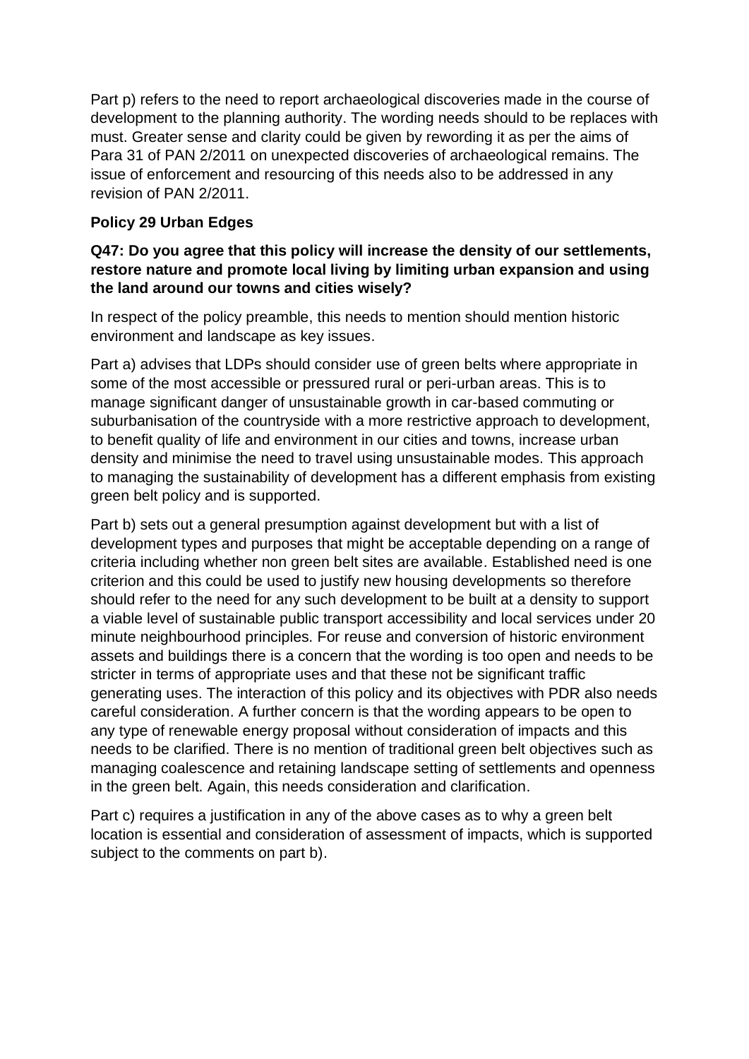Part p) refers to the need to report archaeological discoveries made in the course of development to the planning authority. The wording needs should to be replaces with must. Greater sense and clarity could be given by rewording it as per the aims of Para 31 of PAN 2/2011 on unexpected discoveries of archaeological remains. The issue of enforcement and resourcing of this needs also to be addressed in any revision of PAN 2/2011.

**Policy 29 Urban Edges**

**Q47: Do you agree that this policy will increase the density of our settlements, restore nature and promote local living by limiting urban expansion and using the land around our towns and cities wisely?**

In respect of the policy preamble, this needs to mention should mention historic environment and landscape as key issues.

Part a) advises that LDPs should consider use of green belts where appropriate in some of the most accessible or pressured rural or peri-urban areas. This is to manage significant danger of unsustainable growth in car-based commuting or suburbanisation of the countryside with a more restrictive approach to development, to benefit quality of life and environment in our cities and towns, increase urban density and minimise the need to travel using unsustainable modes. This approach to managing the sustainability of development has a different emphasis from existing green belt policy and is supported.

Part b) sets out a general presumption against development but with a list of development types and purposes that might be acceptable depending on a range of criteria including whether non green belt sites are available. Established need is one criterion and this could be used to justify new housing developments so therefore should refer to the need for any such development to be built at a density to support a viable level of sustainable public transport accessibility and local services under 20 minute neighbourhood principles. For reuse and conversion of historic environment assets and buildings there is a concern that the wording is too open and needs to be stricter in terms of appropriate uses and that these not be significant traffic generating uses. The interaction of this policy and its objectives with PDR also needs careful consideration. A further concern is that the wording appears to be open to any type of renewable energy proposal without consideration of impacts and this needs to be clarified. There is no mention of traditional green belt objectives such as managing coalescence and retaining landscape setting of settlements and openness in the green belt. Again, this needs consideration and clarification.

Part c) requires a justification in any of the above cases as to why a green belt location is essential and consideration of assessment of impacts, which is supported subject to the comments on part b).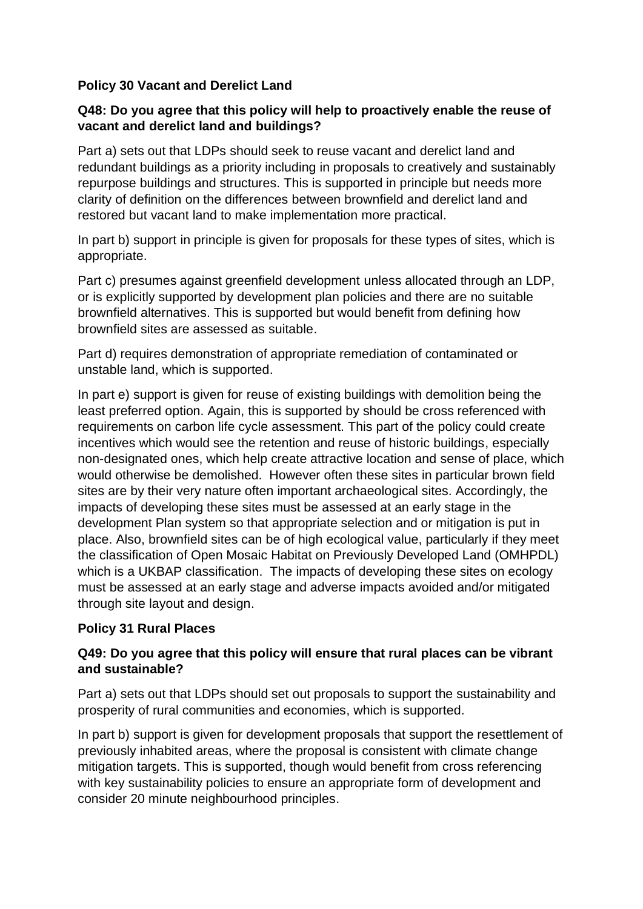**Policy 30 Vacant and Derelict Land**

**Q48: Do you agree that this policy will help to proactively enable the reuse of vacant and derelict land and buildings?**

Part a) sets out that LDPs should seek to reuse vacant and derelict land and redundant buildings as a priority including in proposals to creatively and sustainably repurpose buildings and structures. This is supported in principle but needs more clarity of definition on the differences between brownfield and derelict land and restored but vacant land to make implementation more practical.

In part b) support in principle is given for proposals for these types of sites, which is appropriate.

Part c) presumes against greenfield development unless allocated through an LDP, or is explicitly supported by development plan policies and there are no suitable brownfield alternatives. This is supported but would benefit from defining how brownfield sites are assessed as suitable.

Part d) requires demonstration of appropriate remediation of contaminated or unstable land, which is supported.

In part e) support is given for reuse of existing buildings with demolition being the least preferred option. Again, this is supported by should be cross referenced with requirements on carbon life cycle assessment. This part of the policy could create incentives which would see the retention and reuse of historic buildings, especially non-designated ones, which help create attractive location and sense of place, which would otherwise be demolished. However often these sites in particular brown field sites are by their very nature often important archaeological sites. Accordingly, the impacts of developing these sites must be assessed at an early stage in the development Plan system so that appropriate selection and or mitigation is put in place. Also, brownfield sites can be of high ecological value, particularly if they meet the classification of Open Mosaic Habitat on Previously Developed Land (OMHPDL) which is a UKBAP classification. The impacts of developing these sites on ecology must be assessed at an early stage and adverse impacts avoided and/or mitigated through site layout and design.

**Policy 31 Rural Places**

**Q49: Do you agree that this policy will ensure that rural places can be vibrant and sustainable?**

Part a) sets out that LDPs should set out proposals to support the sustainability and prosperity of rural communities and economies, which is supported.

In part b) support is given for development proposals that support the resettlement of previously inhabited areas, where the proposal is consistent with climate change mitigation targets. This is supported, though would benefit from cross referencing with key sustainability policies to ensure an appropriate form of development and consider 20 minute neighbourhood principles.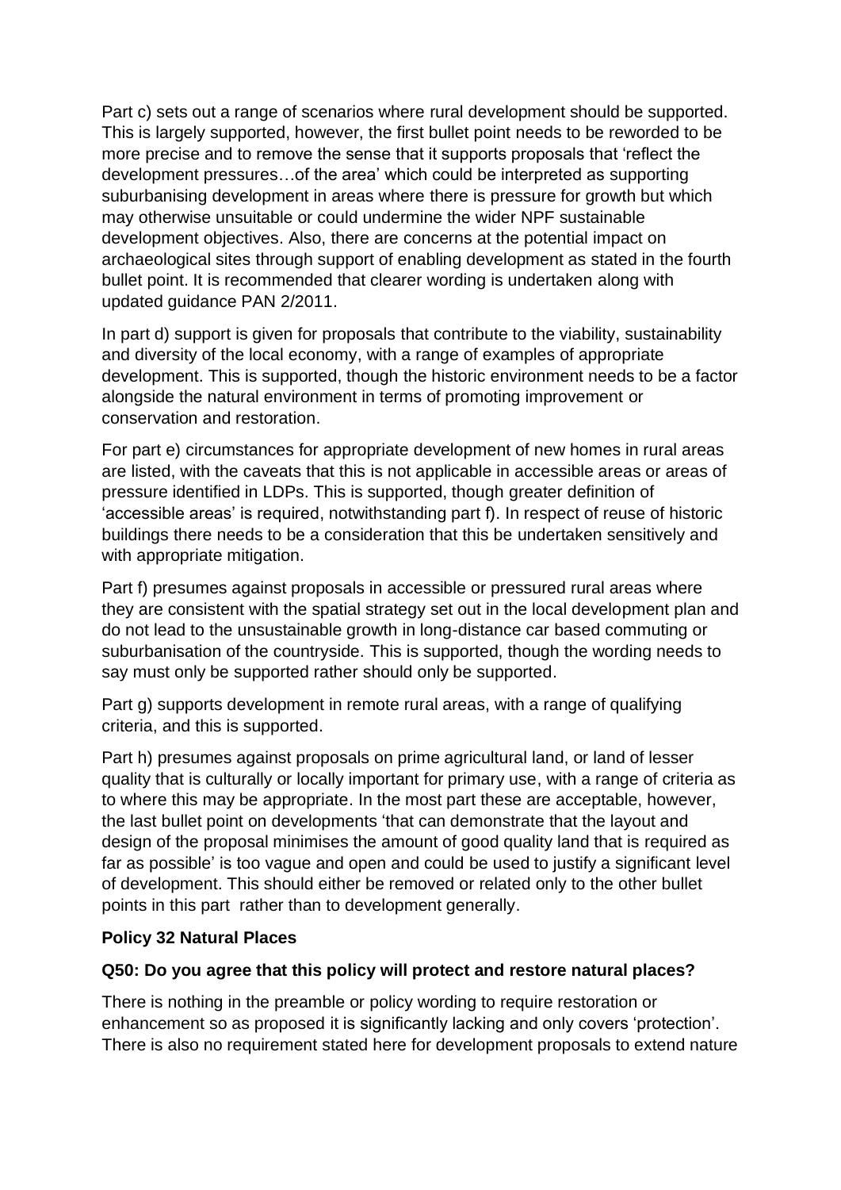Part c) sets out a range of scenarios where rural development should be supported. This is largely supported, however, the first bullet point needs to be reworded to be more precise and to remove the sense that it supports proposals that 'reflect the development pressures…of the area' which could be interpreted as supporting suburbanising development in areas where there is pressure for growth but which may otherwise unsuitable or could undermine the wider NPF sustainable development objectives. Also, there are concerns at the potential impact on archaeological sites through support of enabling development as stated in the fourth bullet point. It is recommended that clearer wording is undertaken along with updated guidance PAN 2/2011.

In part d) support is given for proposals that contribute to the viability, sustainability and diversity of the local economy, with a range of examples of appropriate development. This is supported, though the historic environment needs to be a factor alongside the natural environment in terms of promoting improvement or conservation and restoration.

For part e) circumstances for appropriate development of new homes in rural areas are listed, with the caveats that this is not applicable in accessible areas or areas of pressure identified in LDPs. This is supported, though greater definition of 'accessible areas' is required, notwithstanding part f). In respect of reuse of historic buildings there needs to be a consideration that this be undertaken sensitively and with appropriate mitigation.

Part f) presumes against proposals in accessible or pressured rural areas where they are consistent with the spatial strategy set out in the local development plan and do not lead to the unsustainable growth in long-distance car based commuting or suburbanisation of the countryside. This is supported, though the wording needs to say must only be supported rather should only be supported.

Part g) supports development in remote rural areas, with a range of qualifying criteria, and this is supported.

Part h) presumes against proposals on prime agricultural land, or land of lesser quality that is culturally or locally important for primary use, with a range of criteria as to where this may be appropriate. In the most part these are acceptable, however, the last bullet point on developments 'that can demonstrate that the layout and design of the proposal minimises the amount of good quality land that is required as far as possible' is too vague and open and could be used to justify a significant level of development. This should either be removed or related only to the other bullet points in this part rather than to development generally.

**Policy 32 Natural Places**

**Q50: Do you agree that this policy will protect and restore natural places?**

There is nothing in the preamble or policy wording to require restoration or enhancement so as proposed it is significantly lacking and only covers 'protection'. There is also no requirement stated here for development proposals to extend nature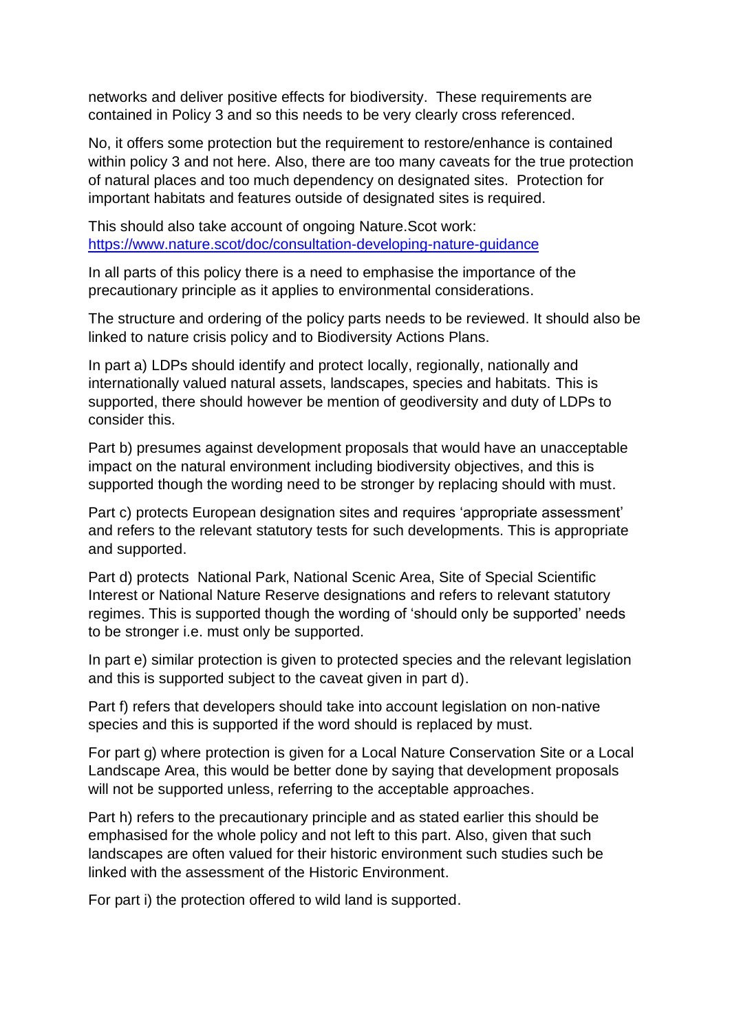networks and deliver positive effects for biodiversity. These requirements are contained in Policy 3 and so this needs to be very clearly cross referenced.

No, it offers some protection but the requirement to restore/enhance is contained within policy 3 and not here. Also, there are too many caveats for the true protection of natural places and too much dependency on designated sites. Protection for important habitats and features outside of designated sites is required.

This should also take account of ongoing Nature.Scot work: [https://www.nature.scot/doc/consultation-developing-nature-guidance](https://www.nature.scot/doc/consultation-developing-nature-guidance)

In all parts of this policy there is a need to emphasise the importance of the precautionary principle as it applies to environmental considerations.

The structure and ordering of the policy parts needs to be reviewed. It should also be linked to nature crisis policy and to Biodiversity Actions Plans.

In part a) LDPs should identify and protect locally, regionally, nationally and internationally valued natural assets, landscapes, species and habitats. This is supported, there should however be mention of geodiversity and duty of LDPs to consider this.

Part b) presumes against development proposals that would have an unacceptable impact on the natural environment including biodiversity objectives, and this is supported though the wording need to be stronger by replacing should with must.

Part c) protects European designation sites and requires 'appropriate assessment' and refers to the relevant statutory tests for such developments. This is appropriate and supported.

Part d) protects National Park, National Scenic Area, Site of Special Scientific Interest or National Nature Reserve designations and refers to relevant statutory regimes. This is supported though the wording of 'should only be supported' needs to be stronger i.e. must only be supported.

In part e) similar protection is given to protected species and the relevant legislation and this is supported subject to the caveat given in part d).

Part f) refers that developers should take into account legislation on non-native species and this is supported if the word should is replaced by must.

For part g) where protection is given for a Local Nature Conservation Site or a Local Landscape Area, this would be better done by saying that development proposals will not be supported unless, referring to the acceptable approaches.

Part h) refers to the precautionary principle and as stated earlier this should be emphasised for the whole policy and not left to this part. Also, given that such landscapes are often valued for their historic environment such studies such be linked with the assessment of the Historic Environment.

For part i) the protection offered to wild land is supported.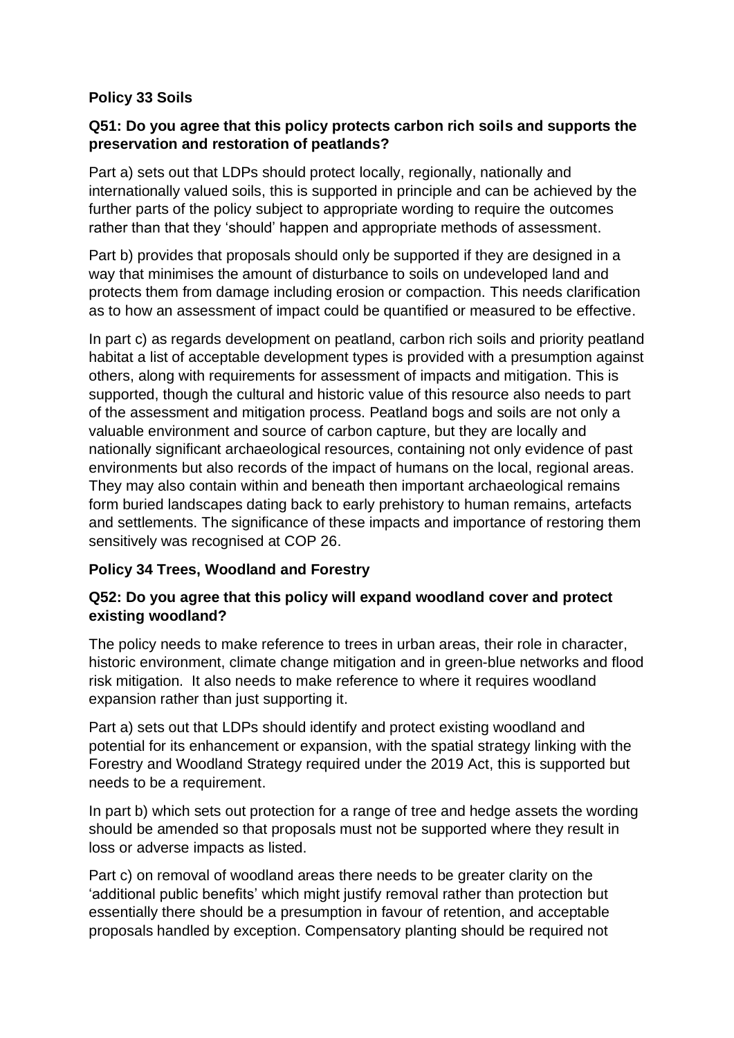**Policy 33 Soils**

**Q51: Do you agree that this policy protects carbon rich soils and supports the preservation and restoration of peatlands?**

Part a) sets out that LDPs should protect locally, regionally, nationally and internationally valued soils, this is supported in principle and can be achieved by the further parts of the policy subject to appropriate wording to require the outcomes rather than that they 'should' happen and appropriate methods of assessment.

Part b) provides that proposals should only be supported if they are designed in a way that minimises the amount of disturbance to soils on undeveloped land and protects them from damage including erosion or compaction. This needs clarification as to how an assessment of impact could be quantified or measured to be effective.

In part c) as regards development on peatland, carbon rich soils and priority peatland habitat a list of acceptable development types is provided with a presumption against others, along with requirements for assessment of impacts and mitigation. This is supported, though the cultural and historic value of this resource also needs to part of the assessment and mitigation process. Peatland bogs and soils are not only a valuable environment and source of carbon capture, but they are locally and nationally significant archaeological resources, containing not only evidence of past environments but also records of the impact of humans on the local, regional areas. They may also contain within and beneath then important archaeological remains form buried landscapes dating back to early prehistory to human remains, artefacts and settlements. The significance of these impacts and importance of restoring them sensitively was recognised at COP 26.

**Policy 34 Trees, Woodland and Forestry**

**Q52: Do you agree that this policy will expand woodland cover and protect existing woodland?**

The policy needs to make reference to trees in urban areas, their role in character, historic environment, climate change mitigation and in green-blue networks and flood risk mitigation. It also needs to make reference to where it requires woodland expansion rather than just supporting it.

Part a) sets out that LDPs should identify and protect existing woodland and potential for its enhancement or expansion, with the spatial strategy linking with the Forestry and Woodland Strategy required under the 2019 Act, this is supported but needs to be a requirement.

In part b) which sets out protection for a range of tree and hedge assets the wording should be amended so that proposals must not be supported where they result in loss or adverse impacts as listed.

Part c) on removal of woodland areas there needs to be greater clarity on the 'additional public benefits' which might justify removal rather than protection but essentially there should be a presumption in favour of retention, and acceptable proposals handled by exception. Compensatory planting should be required not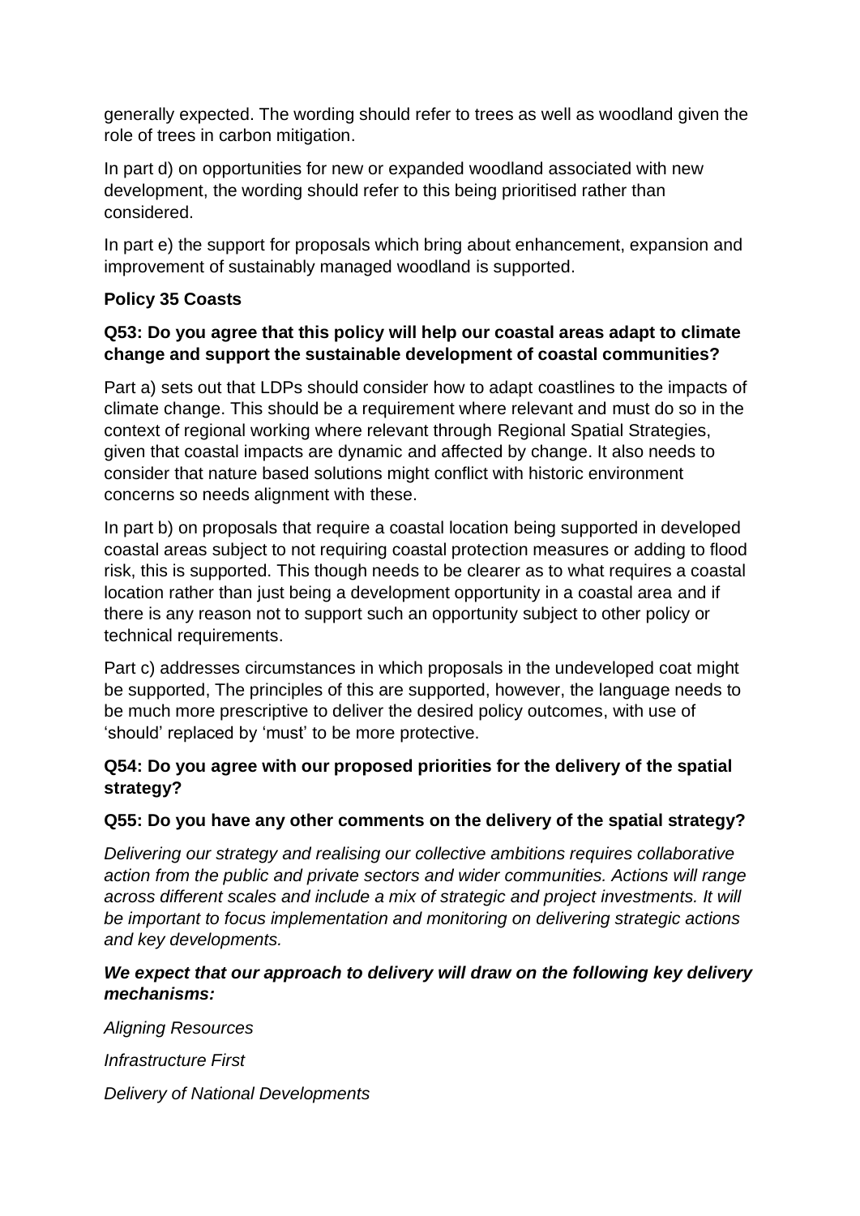generally expected. The wording should refer to trees as well as woodland given the role of trees in carbon mitigation.

In part d) on opportunities for new or expanded woodland associated with new development, the wording should refer to this being prioritised rather than considered.

In part e) the support for proposals which bring about enhancement, expansion and improvement of sustainably managed woodland is supported.

**Policy 35 Coasts**

**Q53: Do you agree that this policy will help our coastal areas adapt to climate change and support the sustainable development of coastal communities?**

Part a) sets out that LDPs should consider how to adapt coastlines to the impacts of climate change. This should be a requirement where relevant and must do so in the context of regional working where relevant through Regional Spatial Strategies, given that coastal impacts are dynamic and affected by change. It also needs to consider that nature based solutions might conflict with historic environment concerns so needs alignment with these.

In part b) on proposals that require a coastal location being supported in developed coastal areas subject to not requiring coastal protection measures or adding to flood risk, this is supported. This though needs to be clearer as to what requires a coastal location rather than just being a development opportunity in a coastal area and if there is any reason not to support such an opportunity subject to other policy or technical requirements.

Part c) addresses circumstances in which proposals in the undeveloped coat might be supported, The principles of this are supported, however, the language needs to be much more prescriptive to deliver the desired policy outcomes, with use of 'should' replaced by 'must' to be more protective.

**Q54: Do you agree with our proposed priorities for the delivery of the spatial strategy?**

**Q55: Do you have any other comments on the delivery of the spatial strategy?**

*Delivering our strategy and realising our collective ambitions requires collaborative action from the public and private sectors and wider communities. Actions will range across different scales and include a mix of strategic and project investments. It will be important to focus implementation and monitoring on delivering strategic actions and key developments.*

***We expect that our approach to delivery will draw on the following key delivery mechanisms:***

*Aligning Resources*

*Infrastructure First*

*Delivery of National Developments*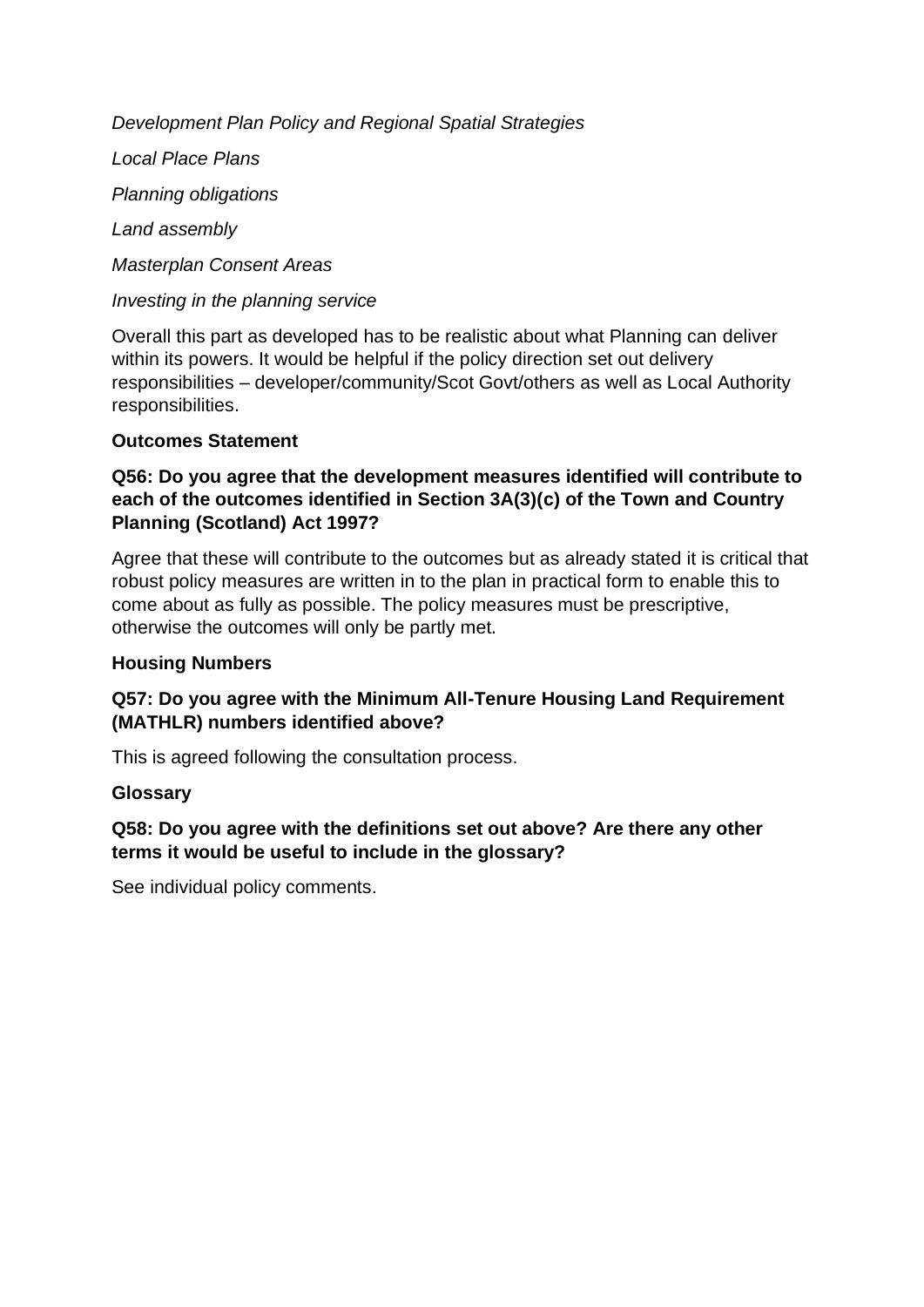*Development Plan Policy and Regional Spatial Strategies*

*Local Place Plans*

*Planning obligations*

*Land assembly*

*Masterplan Consent Areas*

*Investing in the planning service*

Overall this part as developed has to be realistic about what Planning can deliver within its powers. It would be helpful if the policy direction set out delivery responsibilities – developer/community/Scot Govt/others as well as Local Authority responsibilities.

**Outcomes Statement**

**Q56: Do you agree that the development measures identified will contribute to each of the outcomes identified in Section 3A(3)(c) of the Town and Country Planning (Scotland) Act 1997?**

Agree that these will contribute to the outcomes but as already stated it is critical that robust policy measures are written in to the plan in practical form to enable this to come about as fully as possible. The policy measures must be prescriptive, otherwise the outcomes will only be partly met.

**Housing Numbers**

**Q57: Do you agree with the Minimum All-Tenure Housing Land Requirement (MATHLR) numbers identified above?**

This is agreed following the consultation process.

**Glossary**

**Q58: Do you agree with the definitions set out above? Are there any other terms it would be useful to include in the glossary?**

See individual policy comments.